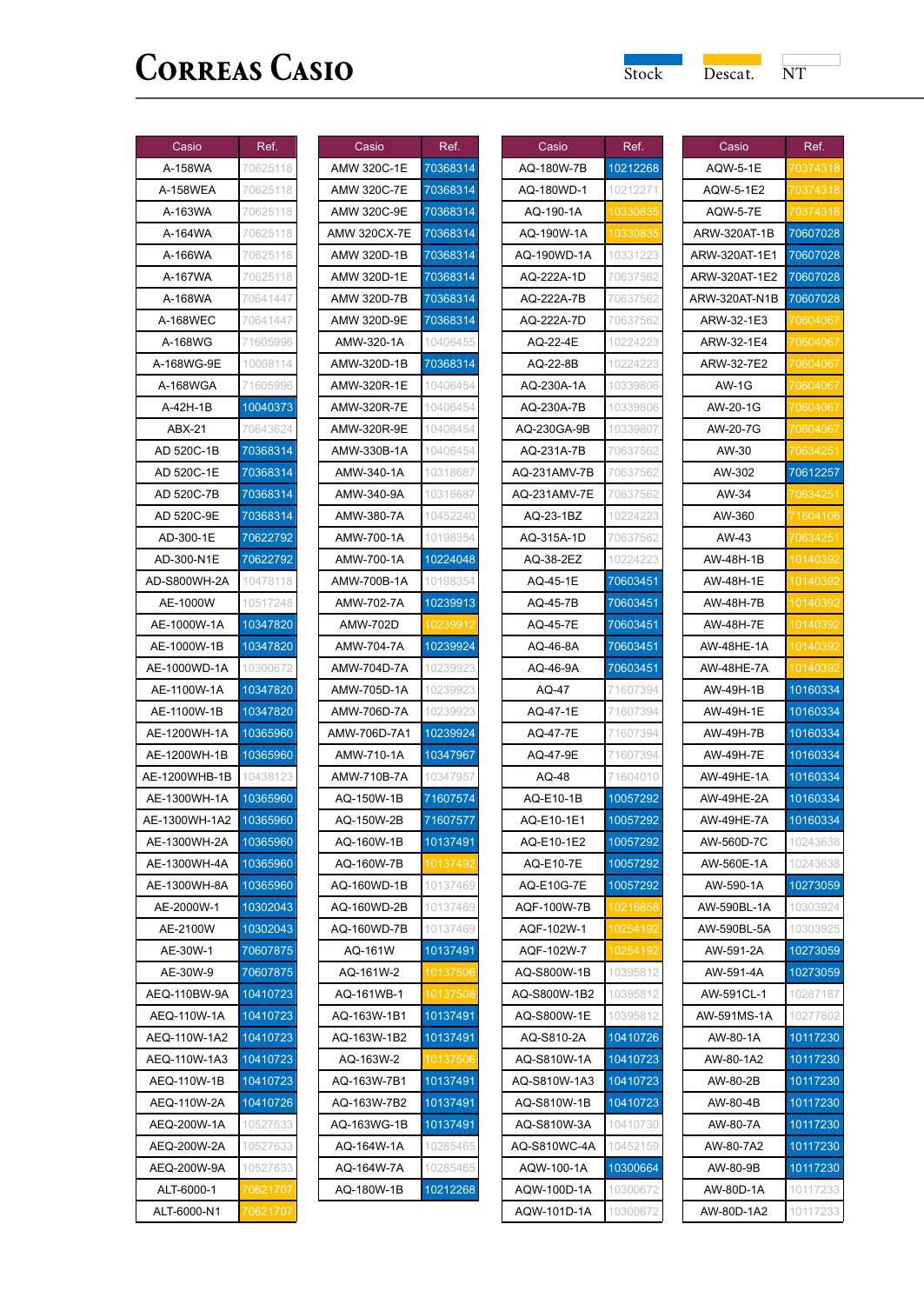# Correas Casio

Stock | Descat. | NT

| Casio | Ref. |
|---|---|
| A-158WA | 70625118 |
| A-158WEA | 70625118 |
| A-163WA | 70625118 |
| A-164WA | 70625118 |
| A-166WA | 70625118 |
| A-167WA | 70625118 |
| A-168WA | 70641447 |
| A-168WEC | 70641447 |
| A-168WG | 71605996 |
| A-168WG-9E | 10008114 |
| A-168WGA | 71605996 |
| A-42H-1B | 10040373 |
| ABX-21 | 70643624 |
| AD 520C-1B | 70368314 |
| AD 520C-1E | 70368314 |
| AD 520C-7B | 70368314 |
| AD 520C-9E | 70368314 |
| AD-300-1E | 70622792 |
| AD-300-N1E | 70622792 |
| AD-S800WH-2A | 10478118 |
| AE-1000W | 10517248 |
| AE-1000W-1A | 10347820 |
| AE-1000W-1B | 10347820 |
| AE-1000WD-1A | 10300672 |
| AE-1100W-1A | 10347820 |
| AE-1100W-1B | 10347820 |
| AE-1200WH-1A | 10365960 |
| AE-1200WH-1B | 10365960 |
| AE-1200WHB-1B | 10438123 |
| AE-1300WH-1A | 10365960 |
| AE-1300WH-1A2 | 10365960 |
| AE-1300WH-2A | 10365960 |
| AE-1300WH-4A | 10365960 |
| AE-1300WH-8A | 10365960 |
| AE-2000W-1 | 10302043 |
| AE-2100W | 10302043 |
| AE-30W-1 | 70607875 |
| AE-30W-9 | 70607875 |
| AEQ-110BW-9A | 10410723 |
| AEQ-110W-1A | 10410723 |
| AEQ-110W-1A2 | 10410723 |
| AEQ-110W-1A3 | 10410723 |
| AEQ-110W-1B | 10410723 |
| AEQ-110W-2A | 10410726 |
| AEQ-200W-1A | 10527633 |
| AEQ-200W-2A | 10527633 |
| AEQ-200W-9A | 10527633 |
| ALT-6000-1 | 70621707 |
| ALT-6000-N1 | 70621707 |

| Casio | Ref. |
|---|---|
| AMW 320C-1E | 70368314 |
| AMW 320C-7E | 70368314 |
| AMW 320C-9E | 70368314 |
| AMW 320CX-7E | 70368314 |
| AMW 320D-1B | 70368314 |
| AMW 320D-1E | 70368314 |
| AMW 320D-7B | 70368314 |
| AMW 320D-9E | 70368314 |
| AMW-320-1A | 10406455 |
| AMW-320D-1B | 70368314 |
| AMW-320R-1E | 10406454 |
| AMW-320R-7E | 10406454 |
| AMW-320R-9E | 10406454 |
| AMW-330B-1A | 10406454 |
| AMW-340-1A | 10318687 |
| AMW-340-9A | 10318687 |
| AMW-380-7A | 10452240 |
| AMW-700-1A | 10198354 |
| AMW-700-1A | 10224048 |
| AMW-700B-1A | 10198354 |
| AMW-702-7A | 10239913 |
| AMW-702D | 10239912 |
| AMW-704-7A | 10239924 |
| AMW-704D-7A | 10239923 |
| AMW-705D-1A | 10239923 |
| AMW-706D-7A | 10239923 |
| AMW-706D-7A1 | 10239924 |
| AMW-710-1A | 10347967 |
| AMW-710B-7A | 10347957 |
| AQ-150W-1B | 71607574 |
| AQ-150W-2B | 71607577 |
| AQ-160W-1B | 10137491 |
| AQ-160W-7B | 10137492 |
| AQ-160WD-1B | 10137469 |
| AQ-160WD-2B | 10137469 |
| AQ-160WD-7B | 10137469 |
| AQ-161W | 10137491 |
| AQ-161W-2 | 10137506 |
| AQ-161WB-1 | 10137508 |
| AQ-163W-1B1 | 10137491 |
| AQ-163W-1B2 | 10137491 |
| AQ-163W-2 | 10137506 |
| AQ-163W-7B1 | 10137491 |
| AQ-163W-7B2 | 10137491 |
| AQ-163WG-1B | 10137491 |
| AQ-164W-1A | 10285465 |
| AQ-164W-7A | 10285465 |
| AQ-180W-1B | 10212268 |

| Casio | Ref. |
|---|---|
| AQ-180W-7B | 10212268 |
| AQ-180WD-1 | 10212271 |
| AQ-190-1A | 10330835 |
| AQ-190W-1A | 10330835 |
| AQ-190WD-1A | 10331223 |
| AQ-222A-1D | 70637562 |
| AQ-222A-7B | 70637562 |
| AQ-222A-7D | 70637562 |
| AQ-22-4E | 10224223 |
| AQ-22-8B | 10224223 |
| AQ-230A-1A | 10339806 |
| AQ-230A-7B | 10339806 |
| AQ-230GA-9B | 10339807 |
| AQ-231A-7B | 70637562 |
| AQ-231AMV-7B | 70637562 |
| AQ-231AMV-7E | 70637562 |
| AQ-23-1BZ | 10224223 |
| AQ-315A-1D | 70637562 |
| AQ-38-2EZ | 10224223 |
| AQ-45-1E | 70603451 |
| AQ-45-7B | 70603451 |
| AQ-45-7E | 70603451 |
| AQ-46-8A | 70603451 |
| AQ-46-9A | 70603451 |
| AQ-47 | 71607394 |
| AQ-47-1E | 71607394 |
| AQ-47-7E | 71607394 |
| AQ-47-9E | 71607394 |
| AQ-48 | 71604010 |
| AQ-E10-1B | 10057292 |
| AQ-E10-1E1 | 10057292 |
| AQ-E10-1E2 | 10057292 |
| AQ-E10-7E | 10057292 |
| AQ-E10G-7E | 10057292 |
| AQF-100W-7B | 10216858 |
| AQF-102W-1 | 10254192 |
| AQF-102W-7 | 10254192 |
| AQ-S800W-1B | 10395812 |
| AQ-S800W-1B2 | 10395812 |
| AQ-S800W-1E | 10395812 |
| AQ-S810-2A | 10410726 |
| AQ-S810W-1A | 10410723 |
| AQ-S810W-1A3 | 10410723 |
| AQ-S810W-1B | 10410723 |
| AQ-S810W-3A | 10410730 |
| AQ-S810WC-4A | 10452159 |
| AQW-100-1A | 10300664 |
| AQW-100D-1A | 10300672 |
| AQW-101D-1A | 10300672 |

| Casio | Ref. |
|---|---|
| AQW-5-1E | 70374318 |
| AQW-5-1E2 | 70374318 |
| AQW-5-7E | 70374318 |
| ARW-320AT-1B | 70607028 |
| ARW-320AT-1E1 | 70607028 |
| ARW-320AT-1E2 | 70607028 |
| ARW-320AT-N1B | 70607028 |
| ARW-32-1E3 | 70604067 |
| ARW-32-1E4 | 70604067 |
| ARW-32-7E2 | 70604067 |
| AW-1G | 70604067 |
| AW-20-1G | 70604067 |
| AW-20-7G | 70604067 |
| AW-30 | 70634251 |
| AW-302 | 70612257 |
| AW-34 | 70634251 |
| AW-360 | 71604106 |
| AW-43 | 70634251 |
| AW-48H-1B | 10140392 |
| AW-48H-1E | 10140392 |
| AW-48H-7B | 10140392 |
| AW-48H-7E | 10140392 |
| AW-48HE-1A | 10140392 |
| AW-48HE-7A | 10140392 |
| AW-49H-1B | 10160334 |
| AW-49H-1E | 10160334 |
| AW-49H-7B | 10160334 |
| AW-49H-7E | 10160334 |
| AW-49HE-1A | 10160334 |
| AW-49HE-2A | 10160334 |
| AW-49HE-7A | 10160334 |
| AW-560D-7C | 10243638 |
| AW-560E-1A | 10243638 |
| AW-590-1A | 10273059 |
| AW-590BL-1A | 10303924 |
| AW-590BL-5A | 10303925 |
| AW-591-2A | 10273059 |
| AW-591-4A | 10273059 |
| AW-591CL-1 | 10287187 |
| AW-591MS-1A | 10277802 |
| AW-80-1A | 10117230 |
| AW-80-1A2 | 10117230 |
| AW-80-2B | 10117230 |
| AW-80-4B | 10117230 |
| AW-80-7A | 10117230 |
| AW-80-7A2 | 10117230 |
| AW-80-9B | 10117230 |
| AW-80D-1A | 10117233 |
| AW-80D-1A2 | 10117233 |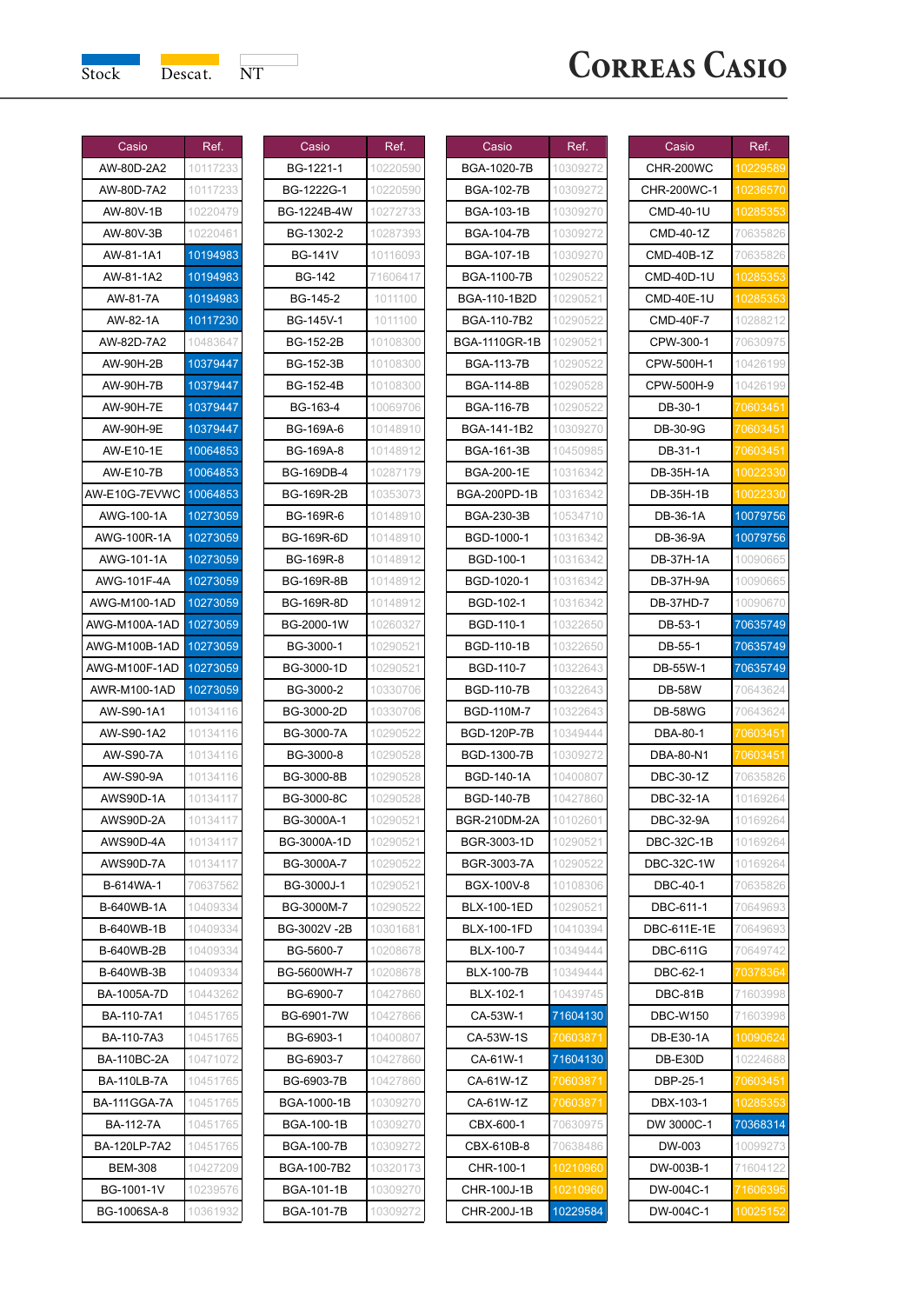Stock | Descat. | NT

# Correas Casio

| Casio | Ref. |
|---|---|
| AW-80D-2A2 | 10117233 |
| AW-80D-7A2 | 10117233 |
| AW-80V-1B | 10220479 |
| AW-80V-3B | 10220461 |
| AW-81-1A1 | 10194983 |
| AW-81-1A2 | 10194983 |
| AW-81-7A | 10194983 |
| AW-82-1A | 10117230 |
| AW-82D-7A2 | 10483647 |
| AW-90H-2B | 10379447 |
| AW-90H-7B | 10379447 |
| AW-90H-7E | 10379447 |
| AW-90H-9E | 10379447 |
| AW-E10-1E | 10064853 |
| AW-E10-7B | 10064853 |
| AW-E10G-7EVWC | 10064853 |
| AWG-100-1A | 10273059 |
| AWG-100R-1A | 10273059 |
| AWG-101-1A | 10273059 |
| AWG-101F-4A | 10273059 |
| AWG-M100-1AD | 10273059 |
| AWG-M100A-1AD | 10273059 |
| AWG-M100B-1AD | 10273059 |
| AWG-M100F-1AD | 10273059 |
| AWR-M100-1AD | 10273059 |
| AW-S90-1A1 | 10134116 |
| AW-S90-1A2 | 10134116 |
| AW-S90-7A | 10134116 |
| AW-S90-9A | 10134116 |
| AWS90D-1A | 10134117 |
| AWS90D-2A | 10134117 |
| AWS90D-4A | 10134117 |
| AWS90D-7A | 10134117 |
| B-614WA-1 | 70637562 |
| B-640WB-1A | 10409334 |
| B-640WB-1B | 10409334 |
| B-640WB-2B | 10409334 |
| B-640WB-3B | 10409334 |
| BA-1005A-7D | 10443262 |
| BA-110-7A1 | 10451765 |
| BA-110-7A3 | 10451765 |
| BA-110BC-2A | 10471072 |
| BA-110LB-7A | 10451765 |
| BA-111GGA-7A | 10451765 |
| BA-112-7A | 10451765 |
| BA-120LP-7A2 | 10451765 |
| BEM-308 | 10427209 |
| BG-1001-1V | 10239576 |
| BG-1006SA-8 | 10361932 |
| BG-1221-1 | 10220590 |
| BG-1222G-1 | 10220590 |
| BG-1224B-4W | 10272733 |
| BG-1302-2 | 10287393 |
| BG-141V | 10116093 |
| BG-142 | 71606417 |
| BG-145-2 | 1011100 |
| BG-145V-1 | 1011100 |
| BG-152-2B | 10108300 |
| BG-152-3B | 10108300 |
| BG-152-4B | 10108300 |
| BG-163-4 | 10069706 |
| BG-169A-6 | 10148910 |
| BG-169A-8 | 10148912 |
| BG-169DB-4 | 10287179 |
| BG-169R-2B | 10353073 |
| BG-169R-6 | 10148910 |
| BG-169R-6D | 10148910 |
| BG-169R-8 | 10148912 |
| BG-169R-8B | 10148912 |
| BG-169R-8D | 10148912 |
| BG-2000-1W | 10260327 |
| BG-3000-1 | 10290521 |
| BG-3000-1D | 10290521 |
| BG-3000-2 | 10330706 |
| BG-3000-2D | 10330706 |
| BG-3000-7A | 10290522 |
| BG-3000-8 | 10290528 |
| BG-3000-8B | 10290528 |
| BG-3000-8C | 10290528 |
| BG-3000A-1 | 10290521 |
| BG-3000A-1D | 10290521 |
| BG-3000A-7 | 10290522 |
| BG-3000J-1 | 10290521 |
| BG-3000M-7 | 10290522 |
| BG-3002V -2B | 10301681 |
| BG-5600-7 | 10208678 |
| BG-5600WH-7 | 10208678 |
| BG-6900-7 | 10427860 |
| BG-6901-7W | 10427866 |
| BG-6903-1 | 10400807 |
| BG-6903-7 | 10427860 |
| BG-6903-7B | 10427860 |
| BGA-1000-1B | 10309270 |
| BGA-100-1B | 10309270 |
| BGA-100-7B | 10309272 |
| BGA-100-7B2 | 10320173 |
| BGA-101-1B | 10309270 |
| BGA-101-7B | 10309272 |
| BGA-1020-7B | 10309272 |
| BGA-102-7B | 10309272 |
| BGA-103-1B | 10309270 |
| BGA-104-7B | 10309272 |
| BGA-107-1B | 10309270 |
| BGA-1100-7B | 10290522 |
| BGA-110-1B2D | 10290521 |
| BGA-110-7B2 | 10290522 |
| BGA-1110GR-1B | 10290521 |
| BGA-113-7B | 10290522 |
| BGA-114-8B | 10290528 |
| BGA-116-7B | 10290522 |
| BGA-141-1B2 | 10309270 |
| BGA-161-3B | 10450985 |
| BGA-200-1E | 10316342 |
| BGA-200PD-1B | 10316342 |
| BGA-230-3B | 10534710 |
| BGD-1000-1 | 10316342 |
| BGD-100-1 | 10316342 |
| BGD-1020-1 | 10316342 |
| BGD-102-1 | 10316342 |
| BGD-110-1 | 10322650 |
| BGD-110-1B | 10322650 |
| BGD-110-7 | 10322643 |
| BGD-110-7B | 10322643 |
| BGD-110M-7 | 10322643 |
| BGD-120P-7B | 10349444 |
| BGD-1300-7B | 10309272 |
| BGD-140-1A | 10400807 |
| BGD-140-7B | 10427860 |
| BGR-210DM-2A | 10102601 |
| BGR-3003-1D | 10290521 |
| BGR-3003-7A | 10290522 |
| BGX-100V-8 | 10108306 |
| BLX-100-1ED | 10290521 |
| BLX-100-1FD | 10410394 |
| BLX-100-7 | 10349444 |
| BLX-100-7B | 10349444 |
| BLX-102-1 | 10439745 |
| CA-53W-1 | 71604130 |
| CA-53W-1S | 70603871 |
| CA-61W-1 | 71604130 |
| CA-61W-1Z | 70603871 |
| CA-61W-1Z | 70603871 |
| CBX-600-1 | 70630975 |
| CBX-610B-8 | 70638486 |
| CHR-100-1 | 10210960 |
| CHR-100J-1B | 10210960 |
| CHR-200J-1B | 10229584 |
| CHR-200WC | 10229589 |
| CHR-200WC-1 | 10236570 |
| CMD-40-1U | 10285353 |
| CMD-40-1Z | 70635826 |
| CMD-40B-1Z | 70635826 |
| CMD-40D-1U | 10285353 |
| CMD-40E-1U | 10285353 |
| CMD-40F-7 | 10288212 |
| CPW-300-1 | 70630975 |
| CPW-500H-1 | 10426199 |
| CPW-500H-9 | 10426199 |
| DB-30-1 | 70603451 |
| DB-30-9G | 70603451 |
| DB-31-1 | 70603451 |
| DB-35H-1A | 10022330 |
| DB-35H-1B | 10022330 |
| DB-36-1A | 10079756 |
| DB-36-9A | 10079756 |
| DB-37H-1A | 10090665 |
| DB-37H-9A | 10090665 |
| DB-37HD-7 | 10090670 |
| DB-53-1 | 70635749 |
| DB-55-1 | 70635749 |
| DB-55W-1 | 70635749 |
| DB-58W | 70643624 |
| DB-58WG | 70643624 |
| DBA-80-1 | 70603451 |
| DBA-80-N1 | 70603451 |
| DBC-30-1Z | 70635826 |
| DBC-32-1A | 10169264 |
| DBC-32-9A | 10169264 |
| DBC-32C-1B | 10169264 |
| DBC-32C-1W | 10169264 |
| DBC-40-1 | 70635826 |
| DBC-611-1 | 70649693 |
| DBC-611E-1E | 70649693 |
| DBC-611G | 70649742 |
| DBC-62-1 | 70378364 |
| DBC-81B | 71603998 |
| DBC-W150 | 71603998 |
| DB-E30-1A | 10090624 |
| DB-E30D | 10224688 |
| DBP-25-1 | 70603451 |
| DBX-103-1 | 10285353 |
| DW 3000C-1 | 70368314 |
| DW-003 | 10099273 |
| DW-003B-1 | 71604122 |
| DW-004C-1 | 71606395 |
| DW-004C-1 | 10025152 |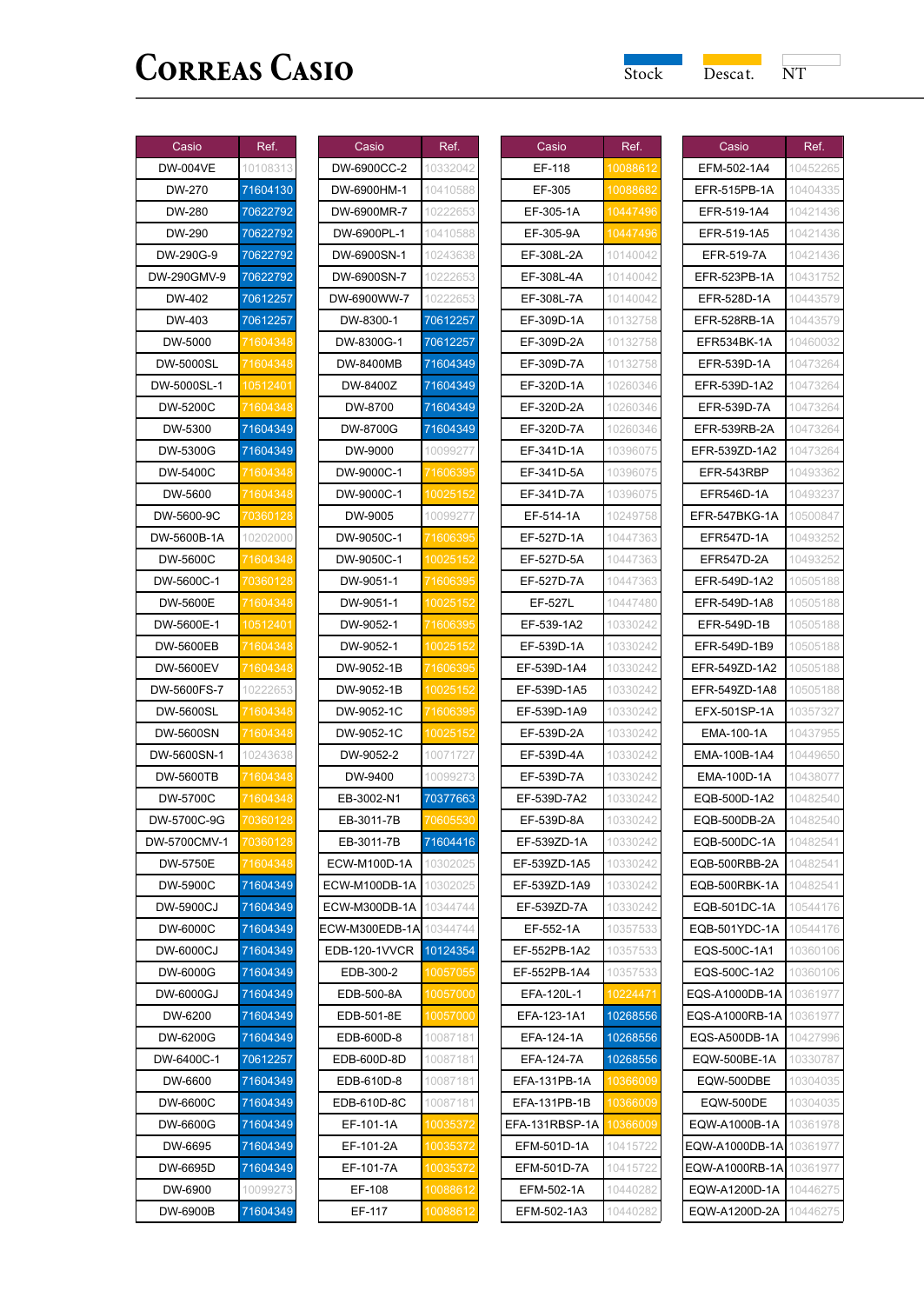# Correas Casio

Stock | Descat. | NT

| Casio | Ref. |
|---|---|
| DW-004VE | 10108313 |
| DW-270 | 71604130 |
| DW-280 | 70622792 |
| DW-290 | 70622792 |
| DW-290G-9 | 70622792 |
| DW-290GMV-9 | 70622792 |
| DW-402 | 70612257 |
| DW-403 | 70612257 |
| DW-5000 | 71604348 |
| DW-5000SL | 71604348 |
| DW-5000SL-1 | 10512401 |
| DW-5200C | 71604348 |
| DW-5300 | 71604349 |
| DW-5300G | 71604349 |
| DW-5400C | 71604348 |
| DW-5600 | 71604348 |
| DW-5600-9C | 70360128 |
| DW-5600B-1A | 10202000 |
| DW-5600C | 71604348 |
| DW-5600C-1 | 70360128 |
| DW-5600E | 71604348 |
| DW-5600E-1 | 10512401 |
| DW-5600EB | 71604348 |
| DW-5600EV | 71604348 |
| DW-5600FS-7 | 10222653 |
| DW-5600SL | 71604348 |
| DW-5600SN | 71604348 |
| DW-5600SN-1 | 10243638 |
| DW-5600TB | 71604348 |
| DW-5700C | 71604348 |
| DW-5700C-9G | 70360128 |
| DW-5700CMV-1 | 70360128 |
| DW-5750E | 71604348 |
| DW-5900C | 71604349 |
| DW-5900CJ | 71604349 |
| DW-6000C | 71604349 |
| DW-6000CJ | 71604349 |
| DW-6000G | 71604349 |
| DW-6000GJ | 71604349 |
| DW-6200 | 71604349 |
| DW-6200G | 71604349 |
| DW-6400C-1 | 70612257 |
| DW-6600 | 71604349 |
| DW-6600C | 71604349 |
| DW-6600G | 71604349 |
| DW-6695 | 71604349 |
| DW-6695D | 71604349 |
| DW-6900 | 10099273 |
| DW-6900B | 71604349 |

| Casio | Ref. |
|---|---|
| DW-6900CC-2 | 10332042 |
| DW-6900HM-1 | 10410588 |
| DW-6900MR-7 | 10222653 |
| DW-6900PL-1 | 10410588 |
| DW-6900SN-1 | 10243638 |
| DW-6900SN-7 | 10222653 |
| DW-6900WW-7 | 10222653 |
| DW-8300-1 | 70612257 |
| DW-8300G-1 | 70612257 |
| DW-8400MB | 71604349 |
| DW-8400Z | 71604349 |
| DW-8700 | 71604349 |
| DW-8700G | 71604349 |
| DW-9000 | 10099277 |
| DW-9000C-1 | 71606395 |
| DW-9000C-1 | 10025152 |
| DW-9005 | 10099277 |
| DW-9050C-1 | 71606395 |
| DW-9050C-1 | 10025152 |
| DW-9051-1 | 71606395 |
| DW-9051-1 | 10025152 |
| DW-9052-1 | 71606395 |
| DW-9052-1 | 10025152 |
| DW-9052-1B | 71606395 |
| DW-9052-1B | 10025152 |
| DW-9052-1C | 71606395 |
| DW-9052-1C | 10025152 |
| DW-9052-2 | 10071727 |
| DW-9400 | 10099273 |
| EB-3002-N1 | 70377663 |
| EB-3011-7B | 70605530 |
| EB-3011-7B | 71604416 |
| ECW-M100D-1A | 10302025 |
| ECW-M100DB-1A | 10302025 |
| ECW-M300DB-1A | 10344744 |
| ECW-M300EDB-1A | 10344744 |
| EDB-120-1VVCR | 10124354 |
| EDB-300-2 | 10057055 |
| EDB-500-8A | 10057000 |
| EDB-501-8E | 10057000 |
| EDB-600D-8 | 10087181 |
| EDB-600D-8D | 10087181 |
| EDB-610D-8 | 10087181 |
| EDB-610D-8C | 10087181 |
| EF-101-1A | 10035372 |
| EF-101-2A | 10035372 |
| EF-101-7A | 10035372 |
| EF-108 | 10088612 |
| EF-117 | 10088612 |

| Casio | Ref. |
|---|---|
| EF-118 | 10088612 |
| EF-305 | 10088682 |
| EF-305-1A | 10447496 |
| EF-305-9A | 10447496 |
| EF-308L-2A | 10140042 |
| EF-308L-4A | 10140042 |
| EF-308L-7A | 10140042 |
| EF-309D-1A | 10132758 |
| EF-309D-2A | 10132758 |
| EF-309D-7A | 10132758 |
| EF-320D-1A | 10260346 |
| EF-320D-2A | 10260346 |
| EF-320D-7A | 10260346 |
| EF-341D-1A | 10396075 |
| EF-341D-5A | 10396075 |
| EF-341D-7A | 10396075 |
| EF-514-1A | 10249758 |
| EF-527D-1A | 10447363 |
| EF-527D-5A | 10447363 |
| EF-527D-7A | 10447363 |
| EF-527L | 10447480 |
| EF-539-1A2 | 10330242 |
| EF-539D-1A | 10330242 |
| EF-539D-1A4 | 10330242 |
| EF-539D-1A5 | 10330242 |
| EF-539D-1A9 | 10330242 |
| EF-539D-2A | 10330242 |
| EF-539D-4A | 10330242 |
| EF-539D-7A | 10330242 |
| EF-539D-7A2 | 10330242 |
| EF-539D-8A | 10330242 |
| EF-539ZD-1A | 10330242 |
| EF-539ZD-1A5 | 10330242 |
| EF-539ZD-1A9 | 10330242 |
| EF-539ZD-7A | 10330242 |
| EF-552-1A | 10357533 |
| EF-552PB-1A2 | 10357533 |
| EF-552PB-1A4 | 10357533 |
| EFA-120L-1 | 10224471 |
| EFA-123-1A1 | 10268556 |
| EFA-124-1A | 10268556 |
| EFA-124-7A | 10268556 |
| EFA-131PB-1A | 10366009 |
| EFA-131PB-1B | 10366009 |
| EFA-131RBSP-1A | 10366009 |
| EFM-501D-1A | 10415722 |
| EFM-501D-7A | 10415722 |
| EFM-502-1A | 10440282 |
| EFM-502-1A3 | 10440282 |

| Casio | Ref. |
|---|---|
| EFM-502-1A4 | 10452265 |
| EFR-515PB-1A | 10404335 |
| EFR-519-1A4 | 10421436 |
| EFR-519-1A5 | 10421436 |
| EFR-519-7A | 10421436 |
| EFR-523PB-1A | 10431752 |
| EFR-528D-1A | 10443579 |
| EFR-528RB-1A | 10443579 |
| EFR534BK-1A | 10460032 |
| EFR-539D-1A | 10473264 |
| EFR-539D-1A2 | 10473264 |
| EFR-539D-7A | 10473264 |
| EFR-539RB-2A | 10473264 |
| EFR-539ZD-1A2 | 10473264 |
| EFR-543RBP | 10493362 |
| EFR546D-1A | 10493237 |
| EFR-547BKG-1A | 10500847 |
| EFR547D-1A | 10493252 |
| EFR547D-2A | 10493252 |
| EFR-549D-1A2 | 10505188 |
| EFR-549D-1A8 | 10505188 |
| EFR-549D-1B | 10505188 |
| EFR-549D-1B9 | 10505188 |
| EFR-549ZD-1A2 | 10505188 |
| EFR-549ZD-1A8 | 10505188 |
| EFX-501SP-1A | 10357327 |
| EMA-100-1A | 10437955 |
| EMA-100B-1A4 | 10449650 |
| EMA-100D-1A | 10438077 |
| EQB-500D-1A2 | 10482540 |
| EQB-500DB-2A | 10482540 |
| EQB-500DC-1A | 10482541 |
| EQB-500RBB-2A | 10482541 |
| EQB-500RBK-1A | 10482541 |
| EQB-501DC-1A | 10544176 |
| EQB-501YDC-1A | 10544176 |
| EQS-500C-1A1 | 10360106 |
| EQS-500C-1A2 | 10360106 |
| EQS-A1000DB-1A | 10361977 |
| EQS-A1000RB-1A | 10361977 |
| EQS-A500DB-1A | 10427996 |
| EQW-500BE-1A | 10330787 |
| EQW-500DBE | 10304035 |
| EQW-500DE | 10304035 |
| EQW-A1000B-1A | 10361978 |
| EQW-A1000DB-1A | 10361977 |
| EQW-A1000RB-1A | 10361977 |
| EQW-A1200D-1A | 10446275 |
| EQW-A1200D-2A | 10446275 |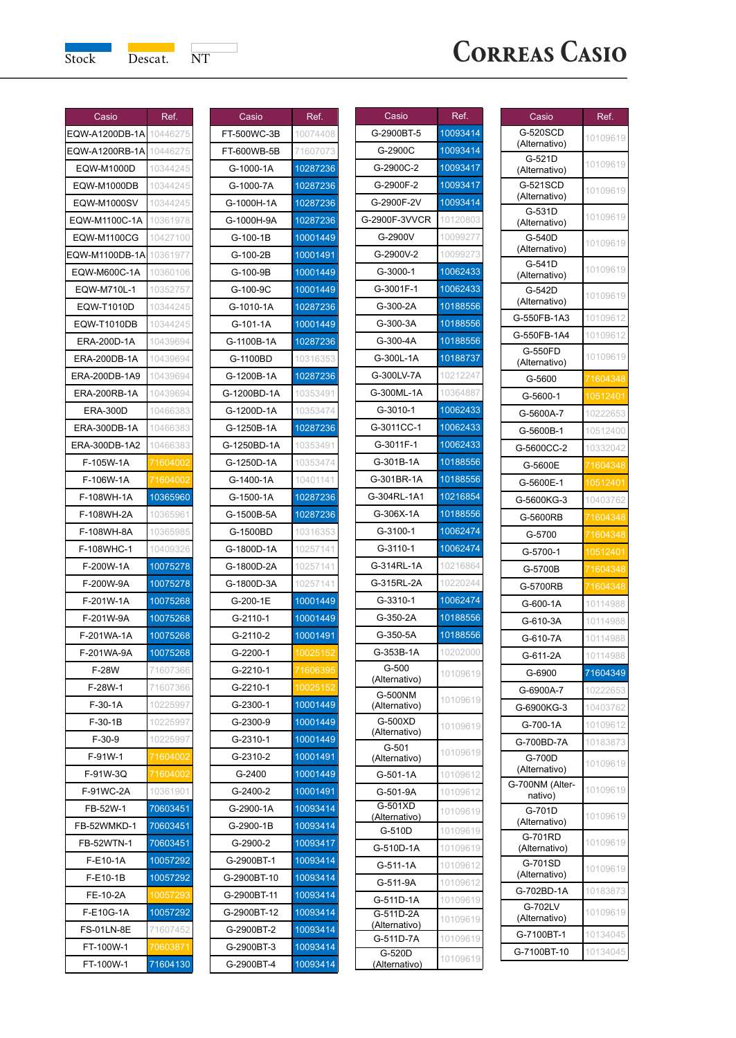Stock Descat. NT

# Correas Casio

| Casio | Ref. |
|---|---|
| EQW-A1200DB-1A | 10446275 |
| EQW-A1200RB-1A | 10446275 |
| EQW-M1000D | 10344245 |
| EQW-M1000DB | 10344245 |
| EQW-M1000SV | 10344245 |
| EQW-M1100C-1A | 10361978 |
| EQW-M1100CG | 10427100 |
| EQW-M1100DB-1A | 10361977 |
| EQW-M600C-1A | 10360106 |
| EQW-M710L-1 | 10352757 |
| EQW-T1010D | 10344245 |
| EQW-T1010DB | 10344245 |
| ERA-200D-1A | 10439694 |
| ERA-200DB-1A | 10439694 |
| ERA-200DB-1A9 | 10439694 |
| ERA-200RB-1A | 10439694 |
| ERA-300D | 10466383 |
| ERA-300DB-1A | 10466383 |
| ERA-300DB-1A2 | 10466383 |
| F-105W-1A | 71604002 |
| F-106W-1A | 71604002 |
| F-108WH-1A | 10365960 |
| F-108WH-2A | 10365961 |
| F-108WH-8A | 10365985 |
| F-108WHC-1 | 10409326 |
| F-200W-1A | 10075278 |
| F-200W-9A | 10075278 |
| F-201W-1A | 10075268 |
| F-201W-9A | 10075268 |
| F-201WA-1A | 10075268 |
| F-201WA-9A | 10075268 |
| F-28W | 71607366 |
| F-28W-1 | 71607366 |
| F-30-1A | 10225997 |
| F-30-1B | 10225997 |
| F-30-9 | 10225997 |
| F-91W-1 | 71604002 |
| F-91W-3Q | 71604002 |
| F-91WC-2A | 10361901 |
| FB-52W-1 | 70603451 |
| FB-52WMKD-1 | 70603451 |
| FB-52WTN-1 | 70603451 |
| F-E10-1A | 10057292 |
| F-E10-1B | 10057292 |
| FE-10-2A | 10057293 |
| F-E10G-1A | 10057292 |
| FS-01LN-8E | 71607452 |
| FT-100W-1 | 70603871 |
| FT-100W-1 | 71604130 |
| FT-500WC-3B | 10074408 |
| FT-600WB-5B | 71607073 |
| G-1000-1A | 10287236 |
| G-1000-7A | 10287236 |
| G-1000H-1A | 10287236 |
| G-1000H-9A | 10287236 |
| G-100-1B | 10001449 |
| G-100-2B | 10001491 |
| G-100-9B | 10001449 |
| G-100-9C | 10001449 |
| G-1010-1A | 10287236 |
| G-101-1A | 10001449 |
| G-1100B-1A | 10287236 |
| G-1100BD | 10316353 |
| G-1200B-1A | 10287236 |
| G-1200BD-1A | 10353491 |
| G-1200D-1A | 10353474 |
| G-1250B-1A | 10287236 |
| G-1250BD-1A | 10353491 |
| G-1250D-1A | 10353474 |
| G-1400-1A | 10401141 |
| G-1500-1A | 10287236 |
| G-1500B-5A | 10287236 |
| G-1500BD | 10316353 |
| G-1800D-1A | 10257141 |
| G-1800D-2A | 10257141 |
| G-1800D-3A | 10257141 |
| G-200-1E | 10001449 |
| G-2110-1 | 10001449 |
| G-2110-2 | 10001491 |
| G-2200-1 | 10025152 |
| G-2210-1 | 71606395 |
| G-2210-1 | 10025152 |
| G-2300-1 | 10001449 |
| G-2300-9 | 10001449 |
| G-2310-1 | 10001449 |
| G-2310-2 | 10001491 |
| G-2400 | 10001449 |
| G-2400-2 | 10001491 |
| G-2900-1A | 10093414 |
| G-2900-1B | 10093414 |
| G-2900-2 | 10093417 |
| G-2900BT-1 | 10093414 |
| G-2900BT-10 | 10093414 |
| G-2900BT-11 | 10093414 |
| G-2900BT-12 | 10093414 |
| G-2900BT-2 | 10093414 |
| G-2900BT-3 | 10093414 |
| G-2900BT-4 | 10093414 |
| G-2900BT-5 | 10093414 |
| G-2900C | 10093414 |
| G-2900C-2 | 10093417 |
| G-2900F-2 | 10093417 |
| G-2900F-2V | 10093414 |
| G-2900F-3VVCR | 10120803 |
| G-2900V | 10099277 |
| G-2900V-2 | 10099273 |
| G-3000-1 | 10062433 |
| G-3001F-1 | 10062433 |
| G-300-2A | 10188556 |
| G-300-3A | 10188556 |
| G-300-4A | 10188556 |
| G-300L-1A | 10188737 |
| G-300LV-7A | 10212247 |
| G-300ML-1A | 10364887 |
| G-3010-1 | 10062433 |
| G-3011CC-1 | 10062433 |
| G-3011F-1 | 10062433 |
| G-301B-1A | 10188556 |
| G-301BR-1A | 10188556 |
| G-304RL-1A1 | 10216854 |
| G-306X-1A | 10188556 |
| G-3100-1 | 10062474 |
| G-3110-1 | 10062474 |
| G-314RL-1A | 10216864 |
| G-315RL-2A | 10220244 |
| G-3310-1 | 10062474 |
| G-350-2A | 10188556 |
| G-350-5A | 10188556 |
| G-353B-1A | 10202000 |
| G-500 (Alternativo) | 10109619 |
| G-500NM (Alternativo) | 10109619 |
| G-500XD (Alternativo) | 10109619 |
| G-501 (Alternativo) | 10109619 |
| G-501-1A | 10109612 |
| G-501-9A | 10109612 |
| G-501XD (Alternativo) | 10109619 |
| G-510D | 10109619 |
| G-510D-1A | 10109619 |
| G-511-1A | 10109612 |
| G-511-9A | 10109612 |
| G-511D-1A | 10109619 |
| G-511D-2A (Alternativo) | 10109619 |
| G-511D-7A | 10109619 |
| G-520D (Alternativo) | 10109619 |
| G-520SCD (Alternativo) | 10109619 |
| G-521D (Alternativo) | 10109619 |
| G-521SCD (Alternativo) | 10109619 |
| G-531D (Alternativo) | 10109619 |
| G-540D (Alternativo) | 10109619 |
| G-541D (Alternativo) | 10109619 |
| G-542D (Alternativo) | 10109619 |
| G-550FB-1A3 | 10109612 |
| G-550FB-1A4 | 10109612 |
| G-550FD (Alternativo) | 10109619 |
| G-5600 | 71604348 |
| G-5600-1 | 10512401 |
| G-5600A-7 | 10222653 |
| G-5600B-1 | 10512400 |
| G-5600CC-2 | 10332042 |
| G-5600E | 71604348 |
| G-5600E-1 | 10512401 |
| G-5600KG-3 | 10403762 |
| G-5600RB | 71604348 |
| G-5700 | 71604348 |
| G-5700-1 | 10512401 |
| G-5700B | 71604348 |
| G-5700RB | 71604348 |
| G-600-1A | 10114988 |
| G-610-3A | 10114988 |
| G-610-7A | 10114988 |
| G-611-2A | 10114988 |
| G-6900 | 71604349 |
| G-6900A-7 | 10222653 |
| G-6900KG-3 | 10403762 |
| G-700-1A | 10109612 |
| G-700BD-7A | 10183873 |
| G-700D (Alternativo) | 10109619 |
| G-700NM (Alternativo) | 10109619 |
| G-701D (Alternativo) | 10109619 |
| G-701RD (Alternativo) | 10109619 |
| G-701SD (Alternativo) | 10109619 |
| G-702BD-1A | 10183873 |
| G-702LV (Alternativo) | 10109619 |
| G-7100BT-1 | 10134045 |
| G-7100BT-10 | 10134045 |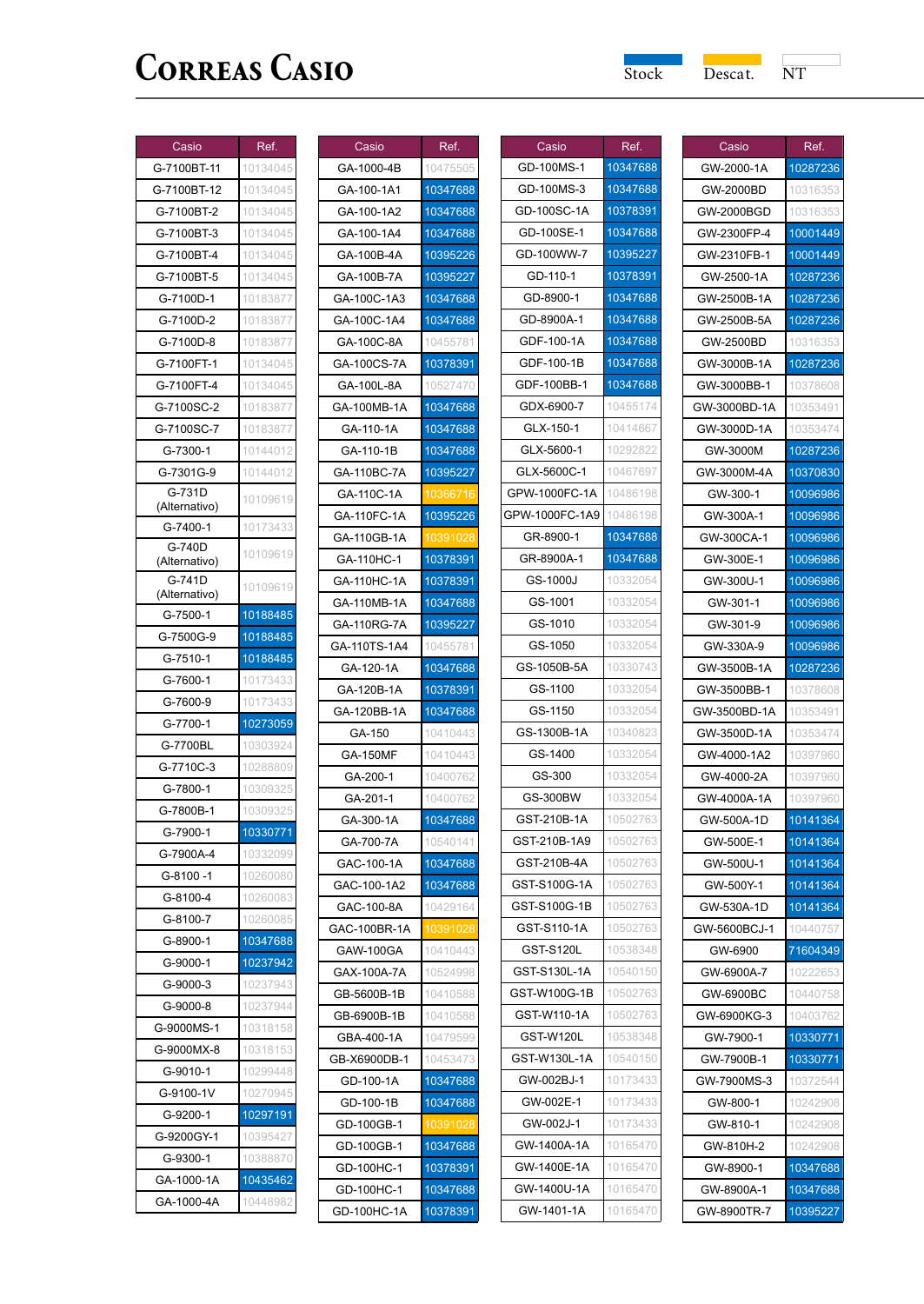# Correas Casio

Stock | Descat. | NT

| Casio | Ref. |
|---|---|
| G-7100BT-11 | 10134045 |
| G-7100BT-12 | 10134045 |
| G-7100BT-2 | 10134045 |
| G-7100BT-3 | 10134045 |
| G-7100BT-4 | 10134045 |
| G-7100BT-5 | 10134045 |
| G-7100D-1 | 10183877 |
| G-7100D-2 | 10183877 |
| G-7100D-8 | 10183877 |
| G-7100FT-1 | 10134045 |
| G-7100FT-4 | 10134045 |
| G-7100SC-2 | 10183877 |
| G-7100SC-7 | 10183877 |
| G-7300-1 | 10144012 |
| G-7301G-9 | 10144012 |
| G-731D (Alternativo) | 10109619 |
| G-7400-1 | 10173433 |
| G-740D (Alternativo) | 10109619 |
| G-741D (Alternativo) | 10109619 |
| G-7500-1 | 10188485 |
| G-7500G-9 | 10188485 |
| G-7510-1 | 10188485 |
| G-7600-1 | 10173433 |
| G-7600-9 | 10173433 |
| G-7700-1 | 10273059 |
| G-7700BL | 10303924 |
| G-7710C-3 | 10288809 |
| G-7800-1 | 10309325 |
| G-7800B-1 | 10309325 |
| G-7900-1 | 10330771 |
| G-7900A-4 | 10332099 |
| G-8100 -1 | 10260080 |
| G-8100-4 | 10260083 |
| G-8100-7 | 10260085 |
| G-8900-1 | 10347688 |
| G-9000-1 | 10237942 |
| G-9000-3 | 10237943 |
| G-9000-8 | 10237944 |
| G-9000MS-1 | 10318158 |
| G-9000MX-8 | 10318153 |
| G-9010-1 | 10299448 |
| G-9100-1V | 10270945 |
| G-9200-1 | 10297191 |
| G-9200GY-1 | 10395427 |
| G-9300-1 | 10388870 |
| GA-1000-1A | 10435462 |
| GA-1000-4A | 10448982 |

| Casio | Ref. |
|---|---|
| GA-1000-4B | 10475505 |
| GA-100-1A1 | 10347688 |
| GA-100-1A2 | 10347688 |
| GA-100-1A4 | 10347688 |
| GA-100B-4A | 10395226 |
| GA-100B-7A | 10395227 |
| GA-100C-1A3 | 10347688 |
| GA-100C-1A4 | 10347688 |
| GA-100C-8A | 10455781 |
| GA-100CS-7A | 10378391 |
| GA-100L-8A | 10527470 |
| GA-100MB-1A | 10347688 |
| GA-110-1A | 10347688 |
| GA-110-1B | 10347688 |
| GA-110BC-7A | 10395227 |
| GA-110C-1A | 10366716 |
| GA-110FC-1A | 10395226 |
| GA-110GB-1A | 10391028 |
| GA-110HC-1 | 10378391 |
| GA-110HC-1A | 10378391 |
| GA-110MB-1A | 10347688 |
| GA-110RG-7A | 10395227 |
| GA-110TS-1A4 | 10455781 |
| GA-120-1A | 10347688 |
| GA-120B-1A | 10378391 |
| GA-120BB-1A | 10347688 |
| GA-150 | 10410443 |
| GA-150MF | 10410443 |
| GA-200-1 | 10400762 |
| GA-201-1 | 10400762 |
| GA-300-1A | 10347688 |
| GA-700-7A | 10540141 |
| GAC-100-1A | 10347688 |
| GAC-100-1A2 | 10347688 |
| GAC-100-8A | 10429164 |
| GAC-100BR-1A | 10391028 |
| GAW-100GA | 10410443 |
| GAX-100A-7A | 10524998 |
| GB-5600B-1B | 10410588 |
| GB-6900B-1B | 10410588 |
| GBA-400-1A | 10479599 |
| GB-X6900DB-1 | 10453473 |
| GD-100-1A | 10347688 |
| GD-100-1B | 10347688 |
| GD-100GB-1 | 10391028 |
| GD-100GB-1 | 10347688 |
| GD-100HC-1 | 10378391 |
| GD-100HC-1 | 10347688 |
| GD-100HC-1A | 10378391 |

| Casio | Ref. |
|---|---|
| GD-100MS-1 | 10347688 |
| GD-100MS-3 | 10347688 |
| GD-100SC-1A | 10378391 |
| GD-100SE-1 | 10347688 |
| GD-100WW-7 | 10395227 |
| GD-110-1 | 10378391 |
| GD-8900-1 | 10347688 |
| GD-8900A-1 | 10347688 |
| GDF-100-1A | 10347688 |
| GDF-100-1B | 10347688 |
| GDF-100BB-1 | 10347688 |
| GDX-6900-7 | 10455174 |
| GLX-150-1 | 10414667 |
| GLX-5600-1 | 10292822 |
| GLX-5600C-1 | 10467697 |
| GPW-1000FC-1A | 10486198 |
| GPW-1000FC-1A9 | 10486198 |
| GR-8900-1 | 10347688 |
| GR-8900A-1 | 10347688 |
| GS-1000J | 10332054 |
| GS-1001 | 10332054 |
| GS-1010 | 10332054 |
| GS-1050 | 10332054 |
| GS-1050B-5A | 10330743 |
| GS-1100 | 10332054 |
| GS-1150 | 10332054 |
| GS-1300B-1A | 10340823 |
| GS-1400 | 10332054 |
| GS-300 | 10332054 |
| GS-300BW | 10332054 |
| GST-210B-1A | 10502763 |
| GST-210B-1A9 | 10502763 |
| GST-210B-4A | 10502763 |
| GST-S100G-1A | 10502763 |
| GST-S100G-1B | 10502763 |
| GST-S110-1A | 10502763 |
| GST-S120L | 10538348 |
| GST-S130L-1A | 10540150 |
| GST-W100G-1B | 10502763 |
| GST-W110-1A | 10502763 |
| GST-W120L | 10538348 |
| GST-W130L-1A | 10540150 |
| GW-002BJ-1 | 10173433 |
| GW-002E-1 | 10173433 |
| GW-002J-1 | 10173433 |
| GW-1400A-1A | 10165470 |
| GW-1400E-1A | 10165470 |
| GW-1400U-1A | 10165470 |
| GW-1401-1A | 10165470 |

| Casio | Ref. |
|---|---|
| GW-2000-1A | 10287236 |
| GW-2000BD | 10316353 |
| GW-2000BGD | 10316353 |
| GW-2300FP-4 | 10001449 |
| GW-2310FB-1 | 10001449 |
| GW-2500-1A | 10287236 |
| GW-2500B-1A | 10287236 |
| GW-2500B-5A | 10287236 |
| GW-2500BD | 10316353 |
| GW-3000B-1A | 10287236 |
| GW-3000BB-1 | 10378608 |
| GW-3000BD-1A | 10353491 |
| GW-3000D-1A | 10353474 |
| GW-3000M | 10287236 |
| GW-3000M-4A | 10370830 |
| GW-300-1 | 10096986 |
| GW-300A-1 | 10096986 |
| GW-300CA-1 | 10096986 |
| GW-300E-1 | 10096986 |
| GW-300U-1 | 10096986 |
| GW-301-1 | 10096986 |
| GW-301-9 | 10096986 |
| GW-330A-9 | 10096986 |
| GW-3500B-1A | 10287236 |
| GW-3500BB-1 | 10378608 |
| GW-3500BD-1A | 10353491 |
| GW-3500D-1A | 10353474 |
| GW-4000-1A2 | 10397960 |
| GW-4000-2A | 10397960 |
| GW-4000A-1A | 10397960 |
| GW-500A-1D | 10141364 |
| GW-500E-1 | 10141364 |
| GW-500U-1 | 10141364 |
| GW-500Y-1 | 10141364 |
| GW-530A-1D | 10141364 |
| GW-5600BCJ-1 | 10440757 |
| GW-6900 | 71604349 |
| GW-6900A-7 | 10222653 |
| GW-6900BC | 10440758 |
| GW-6900KG-3 | 10403762 |
| GW-7900-1 | 10330771 |
| GW-7900B-1 | 10330771 |
| GW-7900MS-3 | 10372544 |
| GW-800-1 | 10242908 |
| GW-810-1 | 10242908 |
| GW-810H-2 | 10242908 |
| GW-8900-1 | 10347688 |
| GW-8900A-1 | 10347688 |
| GW-8900TR-7 | 10395227 |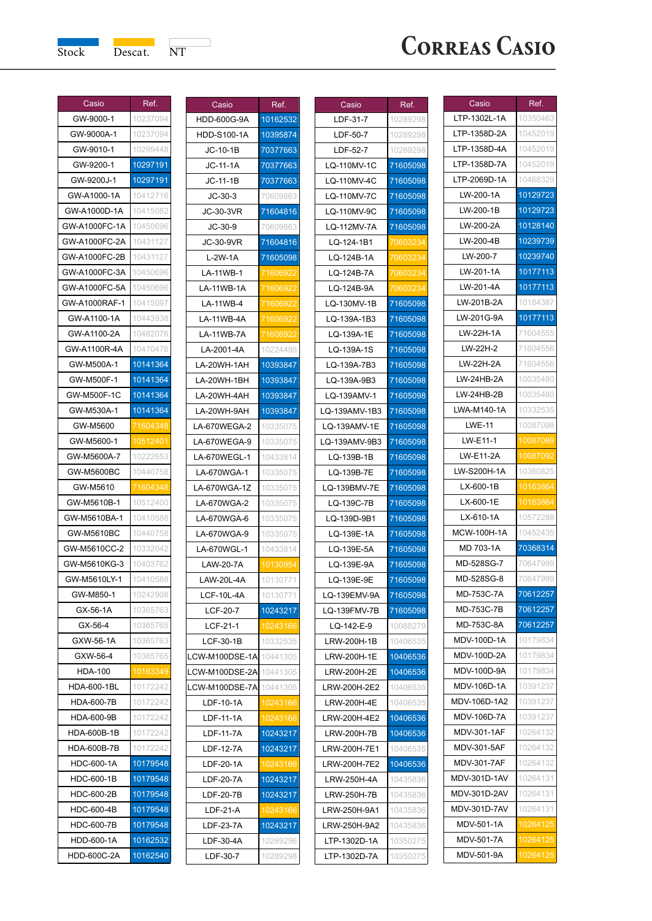Stock Descat. NT

# CORREAS CASIO

| Casio | Ref. |
|---|---|
| GW-9000-1 | 10237094 |
| GW-9000A-1 | 10237094 |
| GW-9010-1 | 10299448 |
| GW-9200-1 | 10297191 |
| GW-9200J-1 | 10297191 |
| GW-A1000-1A | 10412716 |
| GW-A1000D-1A | 10415082 |
| GW-A1000FC-1A | 10450696 |
| GW-A1000FC-2A | 10431127 |
| GW-A1000FC-2B | 10431127 |
| GW-A1000FC-3A | 10450696 |
| GW-A1000FC-5A | 10450696 |
| GW-A1000RAF-1 | 10415097 |
| GW-A1100-1A | 10443938 |
| GW-A1100-2A | 10482076 |
| GW-A1100R-4A | 10470476 |
| GW-M500A-1 | 10141364 |
| GW-M500F-1 | 10141364 |
| GW-M500F-1C | 10141364 |
| GW-M530A-1 | 10141364 |
| GW-M5600 | 71604348 |
| GW-M5600-1 | 10512401 |
| GW-M5600A-7 | 10222653 |
| GW-M5600BC | 10440758 |
| GW-M5610 | 71604348 |
| GW-M5610B-1 | 10512400 |
| GW-M5610BA-1 | 10410588 |
| GW-M5610BC | 10440758 |
| GW-M5610CC-2 | 10332042 |
| GW-M5610KG-3 | 10403762 |
| GW-M5610LY-1 | 10410588 |
| GW-M850-1 | 10242908 |
| GX-56-1A | 10365763 |
| GX-56-4 | 10365765 |
| GXW-56-1A | 10365763 |
| GXW-56-4 | 10365765 |
| HDA-100 | 10163349 |
| HDA-600-1BL | 10172242 |
| HDA-600-7B | 10172242 |
| HDA-600-9B | 10172242 |
| HDA-600B-1B | 10172242 |
| HDA-600B-7B | 10172242 |
| HDC-600-1A | 10179548 |
| HDC-600-1B | 10179548 |
| HDC-600-2B | 10179548 |
| HDC-600-4B | 10179548 |
| HDC-600-7B | 10179548 |
| HDD-600-1A | 10162532 |
| HDD-600C-2A | 10162540 |

| Casio | Ref. |
|---|---|
| HDD-600G-9A | 10162532 |
| HDD-S100-1A | 10395874 |
| JC-10-1B | 70377663 |
| JC-11-1A | 70377663 |
| JC-11-1B | 70377663 |
| JC-30-3 | 70609863 |
| JC-30-3VR | 71604816 |
| JC-30-9 | 70609863 |
| JC-30-9VR | 71604816 |
| L-2W-1A | 71605098 |
| LA-11WB-1 | 71606922 |
| LA-11WB-1A | 71606922 |
| LA-11WB-4 | 71606922 |
| LA-11WB-4A | 71606922 |
| LA-11WB-7A | 71606922 |
| LA-2001-4A | 10224495 |
| LA-20WH-1AH | 10393847 |
| LA-20WH-1BH | 10393847 |
| LA-20WH-4AH | 10393847 |
| LA-20WH-9AH | 10393847 |
| LA-670WEGA-2 | 10335075 |
| LA-670WEGA-9 | 10335075 |
| LA-670WEGL-1 | 10433814 |
| LA-670WGA-1 | 10335075 |
| LA-670WGA-1Z | 10335075 |
| LA-670WGA-2 | 10335075 |
| LA-670WGA-6 | 10335075 |
| LA-670WGA-9 | 10335075 |
| LA-670WGL-1 | 10433814 |
| LAW-20-7A | 10130954 |
| LAW-20L-4A | 10130771 |
| LCF-10L-4A | 10130771 |
| LCF-20-7 | 10243217 |
| LCF-21-1 | 10243166 |
| LCF-30-1B | 10332535 |
| LCW-M100DSE-1A | 10441305 |
| LCW-M100DSE-2A | 10441305 |
| LCW-M100DSE-7A | 10441305 |
| LDF-10-1A | 10243166 |
| LDF-11-1A | 10243166 |
| LDF-11-7A | 10243217 |
| LDF-12-7A | 10243217 |
| LDF-20-1A | 10243166 |
| LDF-20-7A | 10243217 |
| LDF-20-7B | 10243217 |
| LDF-21-A | 10243166 |
| LDF-23-7A | 10243217 |
| LDF-30-4A | 10289296 |
| LDF-30-7 | 10289298 |

| Casio | Ref. |
|---|---|
| LDF-31-7 | 10289298 |
| LDF-50-7 | 10289298 |
| LDF-52-7 | 10289298 |
| LQ-110MV-1C | 71605098 |
| LQ-110MV-4C | 71605098 |
| LQ-110MV-7C | 71605098 |
| LQ-110MV-9C | 71605098 |
| LQ-112MV-7A | 71605098 |
| LQ-124-1B1 | 70603234 |
| LQ-124B-1A | 70603234 |
| LQ-124B-7A | 70603234 |
| LQ-124B-9A | 70603234 |
| LQ-130MV-1B | 71605098 |
| LQ-139A-1B3 | 71605098 |
| LQ-139A-1E | 71605098 |
| LQ-139A-1S | 71605098 |
| LQ-139A-7B3 | 71605098 |
| LQ-139A-9B3 | 71605098 |
| LQ-139AMV-1 | 71605098 |
| LQ-139AMV-1B3 | 71605098 |
| LQ-139AMV-1E | 71605098 |
| LQ-139AMV-9B3 | 71605098 |
| LQ-139B-1B | 71605098 |
| LQ-139B-7E | 71605098 |
| LQ-139BMV-7E | 71605098 |
| LQ-139C-7B | 71605098 |
| LQ-139D-9B1 | 71605098 |
| LQ-139E-1A | 71605098 |
| LQ-139E-5A | 71605098 |
| LQ-139E-9A | 71605098 |
| LQ-139E-9E | 71605098 |
| LQ-139EMV-9A | 71605098 |
| LQ-139FMV-7B | 71605098 |
| LQ-142-E-9 | 10088279 |
| LRW-200H-1B | 10406536 |
| LRW-200H-1E | 10406536 |
| LRW-200H-2E | 10406536 |
| LRW-200H-2E2 | 10406535 |
| LRW-200H-4E | 10406535 |
| LRW-200H-4E2 | 10406536 |
| LRW-200H-7B | 10406536 |
| LRW-200H-7E1 | 10406535 |
| LRW-200H-7E2 | 10406536 |
| LRW-250H-4A | 10435836 |
| LRW-250H-7B | 10435836 |
| LRW-250H-9A1 | 10435836 |
| LRW-250H-9A2 | 10435836 |
| LTP-1302D-1A | 10350275 |
| LTP-1302D-7A | 10350275 |

| Casio | Ref. |
|---|---|
| LTP-1302L-1A | 10350463 |
| LTP-1358D-2A | 10452019 |
| LTP-1358D-4A | 10452019 |
| LTP-1358D-7A | 10452019 |
| LTP-2069D-1A | 10468329 |
| LW-200-1A | 10129723 |
| LW-200-1B | 10129723 |
| LW-200-2A | 10128140 |
| LW-200-4B | 10239739 |
| LW-200-7 | 10239740 |
| LW-201-1A | 10177113 |
| LW-201-4A | 10177113 |
| LW-201B-2A | 10184387 |
| LW-201G-9A | 10177113 |
| LW-22H-1A | 71604555 |
| LW-22H-2 | 71604556 |
| LW-22H-2A | 71604556 |
| LW-24HB-2A | 10035480 |
| LW-24HB-2B | 10035480 |
| LWA-M140-1A | 10332535 |
| LWE-11 | 10087098 |
| LW-E11-1 | 10087089 |
| LW-E11-2A | 10087092 |
| LW-S200H-1A | 10360825 |
| LX-600-1B | 10163864 |
| LX-600-1E | 10163864 |
| LX-610-1A | 10572288 |
| MCW-100H-1A | 10452435 |
| MD 703-1A | 70368314 |
| MD-528SG-7 | 70647999 |
| MD-528SG-8 | 70647999 |
| MD-753C-7A | 70612257 |
| MD-753C-7B | 70612257 |
| MD-753C-8A | 70612257 |
| MDV-100D-1A | 10179834 |
| MDV-100D-2A | 10179834 |
| MDV-100D-9A | 10179834 |
| MDV-106D-1A | 10391237 |
| MDV-106D-1A2 | 10391237 |
| MDV-106D-7A | 10391237 |
| MDV-301-1AF | 10264132 |
| MDV-301-5AF | 10264132 |
| MDV-301-7AF | 10264132 |
| MDV-301D-1AV | 10264131 |
| MDV-301D-2AV | 10264131 |
| MDV-301D-7AV | 10264131 |
| MDV-501-1A | 10264125 |
| MDV-501-7A | 10264125 |
| MDV-501-9A | 10264125 |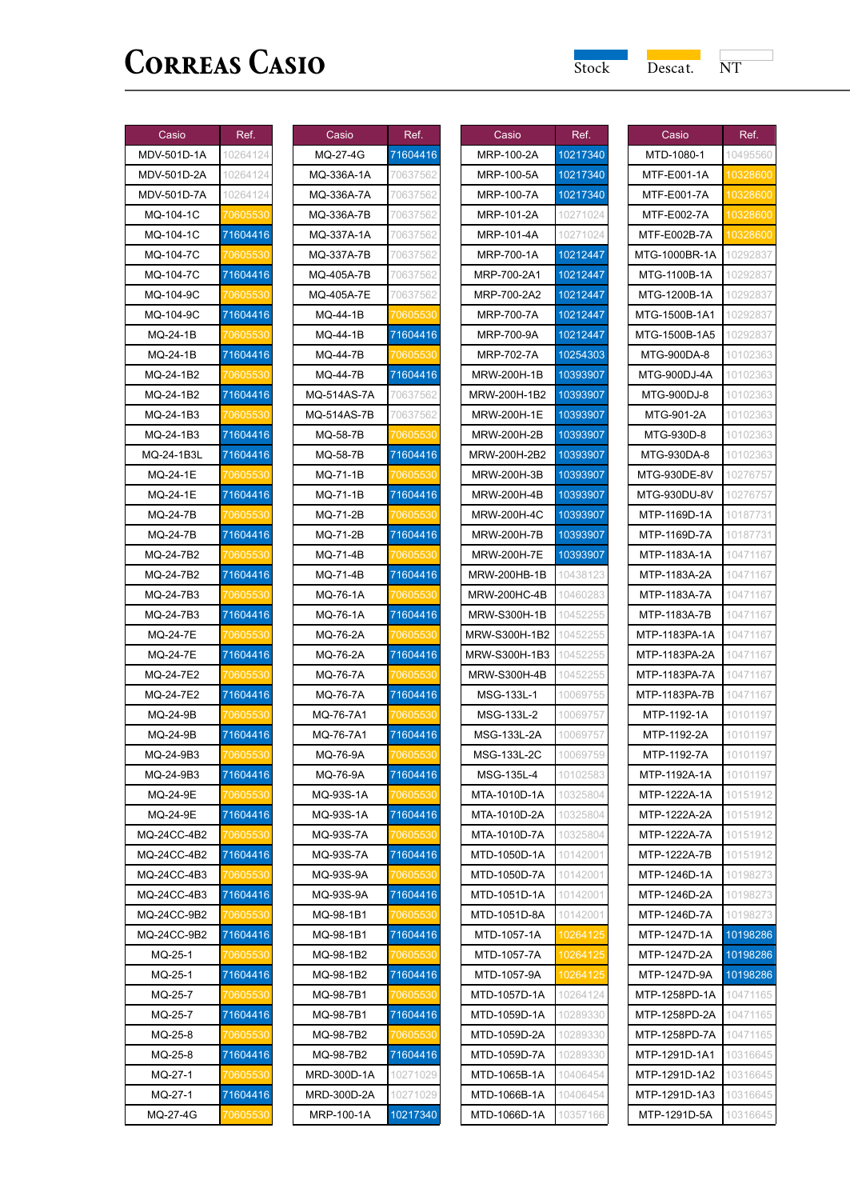# Correas Casio

Stock | Descat. | NT

| Casio | Ref. |
|---|---|
| MDV-501D-1A | 10264124 |
| MDV-501D-2A | 10264124 |
| MDV-501D-7A | 10264124 |
| MQ-104-1C | 70605530 |
| MQ-104-1C | 71604416 |
| MQ-104-7C | 70605530 |
| MQ-104-7C | 71604416 |
| MQ-104-9C | 70605530 |
| MQ-104-9C | 71604416 |
| MQ-24-1B | 70605530 |
| MQ-24-1B | 71604416 |
| MQ-24-1B2 | 70605530 |
| MQ-24-1B2 | 71604416 |
| MQ-24-1B3 | 70605530 |
| MQ-24-1B3 | 71604416 |
| MQ-24-1B3L | 71604416 |
| MQ-24-1E | 70605530 |
| MQ-24-1E | 71604416 |
| MQ-24-7B | 70605530 |
| MQ-24-7B | 71604416 |
| MQ-24-7B2 | 70605530 |
| MQ-24-7B2 | 71604416 |
| MQ-24-7B3 | 70605530 |
| MQ-24-7B3 | 71604416 |
| MQ-24-7E | 70605530 |
| MQ-24-7E | 71604416 |
| MQ-24-7E2 | 70605530 |
| MQ-24-7E2 | 71604416 |
| MQ-24-9B | 70605530 |
| MQ-24-9B | 71604416 |
| MQ-24-9B3 | 70605530 |
| MQ-24-9B3 | 71604416 |
| MQ-24-9E | 70605530 |
| MQ-24-9E | 71604416 |
| MQ-24CC-4B2 | 70605530 |
| MQ-24CC-4B2 | 71604416 |
| MQ-24CC-4B3 | 70605530 |
| MQ-24CC-4B3 | 71604416 |
| MQ-24CC-9B2 | 70605530 |
| MQ-24CC-9B2 | 71604416 |
| MQ-25-1 | 70605530 |
| MQ-25-1 | 71604416 |
| MQ-25-7 | 70605530 |
| MQ-25-7 | 71604416 |
| MQ-25-8 | 70605530 |
| MQ-25-8 | 71604416 |
| MQ-27-1 | 70605530 |
| MQ-27-1 | 71604416 |
| MQ-27-4G | 70605530 |

| Casio | Ref. |
|---|---|
| MQ-27-4G | 71604416 |
| MQ-336A-1A | 70637562 |
| MQ-336A-7A | 70637562 |
| MQ-336A-7B | 70637562 |
| MQ-337A-1A | 70637562 |
| MQ-337A-7B | 70637562 |
| MQ-405A-7B | 70637562 |
| MQ-405A-7E | 70637562 |
| MQ-44-1B | 70605530 |
| MQ-44-1B | 71604416 |
| MQ-44-7B | 70605530 |
| MQ-44-7B | 71604416 |
| MQ-514AS-7A | 70637562 |
| MQ-514AS-7B | 70637562 |
| MQ-58-7B | 70605530 |
| MQ-58-7B | 71604416 |
| MQ-71-1B | 70605530 |
| MQ-71-1B | 71604416 |
| MQ-71-2B | 70605530 |
| MQ-71-2B | 71604416 |
| MQ-71-4B | 70605530 |
| MQ-71-4B | 71604416 |
| MQ-76-1A | 70605530 |
| MQ-76-1A | 71604416 |
| MQ-76-2A | 70605530 |
| MQ-76-2A | 71604416 |
| MQ-76-7A | 70605530 |
| MQ-76-7A | 71604416 |
| MQ-76-7A1 | 70605530 |
| MQ-76-7A1 | 71604416 |
| MQ-76-9A | 70605530 |
| MQ-76-9A | 71604416 |
| MQ-93S-1A | 70605530 |
| MQ-93S-1A | 71604416 |
| MQ-93S-7A | 70605530 |
| MQ-93S-7A | 71604416 |
| MQ-93S-9A | 70605530 |
| MQ-93S-9A | 71604416 |
| MQ-98-1B1 | 70605530 |
| MQ-98-1B1 | 71604416 |
| MQ-98-1B2 | 70605530 |
| MQ-98-1B2 | 71604416 |
| MQ-98-7B1 | 70605530 |
| MQ-98-7B1 | 71604416 |
| MQ-98-7B2 | 70605530 |
| MQ-98-7B2 | 71604416 |
| MRD-300D-1A | 10271029 |
| MRD-300D-2A | 10271029 |
| MRP-100-1A | 10217340 |

| Casio | Ref. |
|---|---|
| MRP-100-2A | 10217340 |
| MRP-100-5A | 10217340 |
| MRP-100-7A | 10217340 |
| MRP-101-2A | 10271024 |
| MRP-101-4A | 10271024 |
| MRP-700-1A | 10212447 |
| MRP-700-2A1 | 10212447 |
| MRP-700-2A2 | 10212447 |
| MRP-700-7A | 10212447 |
| MRP-700-9A | 10212447 |
| MRP-702-7A | 10254303 |
| MRW-200H-1B | 10393907 |
| MRW-200H-1B2 | 10393907 |
| MRW-200H-1E | 10393907 |
| MRW-200H-2B | 10393907 |
| MRW-200H-2B2 | 10393907 |
| MRW-200H-3B | 10393907 |
| MRW-200H-4B | 10393907 |
| MRW-200H-4C | 10393907 |
| MRW-200H-7B | 10393907 |
| MRW-200H-7E | 10393907 |
| MRW-200HB-1B | 10438123 |
| MRW-200HC-4B | 10460283 |
| MRW-S300H-1B | 10452255 |
| MRW-S300H-1B2 | 10452255 |
| MRW-S300H-1B3 | 10452255 |
| MRW-S300H-4B | 10452255 |
| MSG-133L-1 | 10069755 |
| MSG-133L-2 | 10069757 |
| MSG-133L-2A | 10069757 |
| MSG-133L-2C | 10069759 |
| MSG-135L-4 | 10102583 |
| MTA-1010D-1A | 10325804 |
| MTA-1010D-2A | 10325804 |
| MTA-1010D-7A | 10325804 |
| MTD-1050D-1A | 10142001 |
| MTD-1050D-7A | 10142001 |
| MTD-1051D-1A | 10142001 |
| MTD-1051D-8A | 10142001 |
| MTD-1057-1A | 10264125 |
| MTD-1057-7A | 10264125 |
| MTD-1057-9A | 10264125 |
| MTD-1057D-1A | 10264124 |
| MTD-1059D-1A | 10289330 |
| MTD-1059D-2A | 10289330 |
| MTD-1059D-7A | 10289330 |
| MTD-1065B-1A | 10406454 |
| MTD-1066B-1A | 10406454 |
| MTD-1066D-1A | 10357166 |

| Casio | Ref. |
|---|---|
| MTD-1080-1 | 10495560 |
| MTF-E001-1A | 10328600 |
| MTF-E001-7A | 10328600 |
| MTF-E002-7A | 10328600 |
| MTF-E002B-7A | 10328600 |
| MTG-1000BR-1A | 10292837 |
| MTG-1100B-1A | 10292837 |
| MTG-1200B-1A | 10292837 |
| MTG-1500B-1A1 | 10292837 |
| MTG-1500B-1A5 | 10292837 |
| MTG-900DA-8 | 10102363 |
| MTG-900DJ-4A | 10102363 |
| MTG-900DJ-8 | 10102363 |
| MTG-901-2A | 10102363 |
| MTG-930D-8 | 10102363 |
| MTG-930DA-8 | 10102363 |
| MTG-930DE-8V | 10276757 |
| MTG-930DU-8V | 10276757 |
| MTP-1169D-1A | 10187731 |
| MTP-1169D-7A | 10187731 |
| MTP-1183A-1A | 10471167 |
| MTP-1183A-2A | 10471167 |
| MTP-1183A-7A | 10471167 |
| MTP-1183A-7B | 10471167 |
| MTP-1183PA-1A | 10471167 |
| MTP-1183PA-2A | 10471167 |
| MTP-1183PA-7A | 10471167 |
| MTP-1183PA-7B | 10471167 |
| MTP-1192-1A | 10101197 |
| MTP-1192-2A | 10101197 |
| MTP-1192-7A | 10101197 |
| MTP-1192A-1A | 10101197 |
| MTP-1222A-1A | 10151912 |
| MTP-1222A-2A | 10151912 |
| MTP-1222A-7A | 10151912 |
| MTP-1222A-7B | 10151912 |
| MTP-1246D-1A | 10198273 |
| MTP-1246D-2A | 10198273 |
| MTP-1246D-7A | 10198273 |
| MTP-1247D-1A | 10198286 |
| MTP-1247D-2A | 10198286 |
| MTP-1247D-9A | 10198286 |
| MTP-1258PD-1A | 10471165 |
| MTP-1258PD-2A | 10471165 |
| MTP-1258PD-7A | 10471165 |
| MTP-1291D-1A1 | 10316645 |
| MTP-1291D-1A2 | 10316645 |
| MTP-1291D-1A3 | 10316645 |
| MTP-1291D-5A | 10316645 |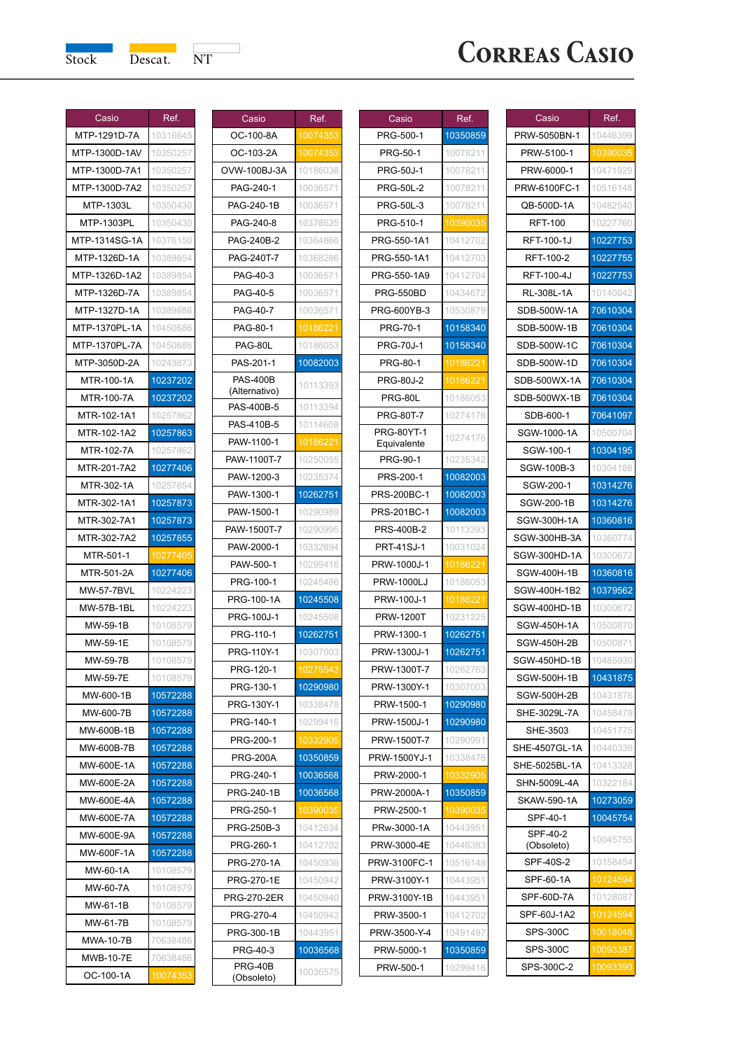Stock Descat. NT

# CORREAS CASIO

| Casio | Ref. |
|---|---|
| MTP-1291D-7A | 10316645 |
| MTP-1300D-1AV | 10350257 |
| MTP-1300D-7A1 | 10350257 |
| MTP-1300D-7A2 | 10350257 |
| MTP-1303L | 10350430 |
| MTP-1303PL | 10350430 |
| MTP-1314SG-1A | 10376150 |
| MTP-1326D-1A | 10389854 |
| MTP-1326D-1A2 | 10389854 |
| MTP-1326D-7A | 10389854 |
| MTP-1327D-1A | 10389886 |
| MTP-1370PL-1A | 10450686 |
| MTP-1370PL-7A | 10450686 |
| MTP-3050D-2A | 10243873 |
| MTR-100-1A | 10237202 |
| MTR-100-7A | 10237202 |
| MTR-102-1A1 | 10257862 |
| MTR-102-1A2 | 10257863 |
| MTR-102-7A | 10257862 |
| MTR-201-7A2 | 10277406 |
| MTR-302-1A | 10257854 |
| MTR-302-1A1 | 10257873 |
| MTR-302-7A1 | 10257873 |
| MTR-302-7A2 | 10257855 |
| MTR-501-1 | 10277405 |
| MTR-501-2A | 10277406 |
| MW-57-7BVL | 10224223 |
| MW-57B-1BL | 10224223 |
| MW-59-1B | 10108579 |
| MW-59-1E | 10108579 |
| MW-59-7B | 10108579 |
| MW-59-7E | 10108579 |
| MW-600-1B | 10572288 |
| MW-600-7B | 10572288 |
| MW-600B-1B | 10572288 |
| MW-600B-7B | 10572288 |
| MW-600E-1A | 10572288 |
| MW-600E-2A | 10572288 |
| MW-600E-4A | 10572288 |
| MW-600E-7A | 10572288 |
| MW-600E-9A | 10572288 |
| MW-600F-1A | 10572288 |
| MW-60-1A | 10108579 |
| MW-60-7A | 10108579 |
| MW-61-1B | 10108579 |
| MW-61-7B | 10108579 |
| MWA-10-7B | 70638486 |
| MWB-10-7E | 70638486 |
| OC-100-1A | 10074353 |

| Casio | Ref. |
|---|---|
| OC-100-8A | 10074353 |
| OC-103-2A | 10074353 |
| OVW-100BJ-3A | 10186038 |
| PAG-240-1 | 10036571 |
| PAG-240-1B | 10036571 |
| PAG-240-8 | 10378625 |
| PAG-240B-2 | 10364866 |
| PAG-240T-7 | 10368286 |
| PAG-40-3 | 10036571 |
| PAG-40-5 | 10036571 |
| PAG-40-7 | 10036571 |
| PAG-80-1 | 10186221 |
| PAG-80L | 10186053 |
| PAS-201-1 | 10082003 |
| PAS-400B (Alternativo) | 10113393 |
| PAS-400B-5 | 10113394 |
| PAS-410B-5 | 10114608 |
| PAW-1100-1 | 10186221 |
| PAW-1100T-7 | 10250055 |
| PAW-1200-3 | 10235374 |
| PAW-1300-1 | 10262751 |
| PAW-1500-1 | 10290989 |
| PAW-1500T-7 | 10290995 |
| PAW-2000-1 | 10332894 |
| PAW-500-1 | 10299416 |
| PRG-100-1 | 10245486 |
| PRG-100-1A | 10245508 |
| PRG-100J-1 | 10245508 |
| PRG-110-1 | 10262751 |
| PRG-110Y-1 | 10307003 |
| PRG-120-1 | 10275543 |
| PRG-130-1 | 10290980 |
| PRG-130Y-1 | 10338478 |
| PRG-140-1 | 10299416 |
| PRG-200-1 | 10332905 |
| PRG-200A | 10350859 |
| PRG-240-1 | 10036568 |
| PRG-240-1B | 10036568 |
| PRG-250-1 | 10390035 |
| PRG-250B-3 | 10412634 |
| PRG-260-1 | 10412702 |
| PRG-270-1A | 10450938 |
| PRG-270-1E | 10450942 |
| PRG-270-2ER | 10450940 |
| PRG-270-4 | 10450942 |
| PRG-300-1B | 10443951 |
| PRG-40-3 | 10036568 |
| PRG-40B (Obsoleto) | 10036575 |

| Casio | Ref. |
|---|---|
| PRG-500-1 | 10350859 |
| PRG-50-1 | 10078211 |
| PRG-50J-1 | 10078211 |
| PRG-50L-2 | 10078211 |
| PRG-50L-3 | 10078211 |
| PRG-510-1 | 10390035 |
| PRG-550-1A1 | 10412702 |
| PRG-550-1A4 | 10412703 |
| PRG-550-1A9 | 10412704 |
| PRG-550BD | 10434672 |
| PRG-600YB-3 | 10530879 |
| PRG-70-1 | 10158340 |
| PRG-70J-1 | 10158340 |
| PRG-80-1 | 10186221 |
| PRG-80J-2 | 10186221 |
| PRG-80L | 10186053 |
| PRG-80T-7 | 10274176 |
| PRG-80YT-1 Equivalente | 10274176 |
| PRG-90-1 | 10235342 |
| PRS-200-1 | 10082003 |
| PRS-200BC-1 | 10082003 |
| PRS-201BC-1 | 10082003 |
| PRS-400B-2 | 10113393 |
| PRT-41SJ-1 | 10031024 |
| PRW-1000J-1 | 10186221 |
| PRW-1000LJ | 10186053 |
| PRW-100J-1 | 10186221 |
| PRW-1200T | 10231225 |
| PRW-1300-1 | 10262751 |
| PRW-1300J-1 | 10262751 |
| PRW-1300T-7 | 10262763 |
| PRW-1300Y-1 | 10307003 |
| PRW-1500-1 | 10290980 |
| PRW-1500J-1 | 10290980 |
| PRW-1500T-7 | 10290991 |
| PRW-1500YJ-1 | 10338478 |
| PRW-2000-1 | 10332905 |
| PRW-2000A-1 | 10350859 |
| PRW-2500-1 | 10390035 |
| PRw-3000-1A | 10443951 |
| PRW-3000-4E | 10446383 |
| PRW-3100FC-1 | 10516148 |
| PRW-3100Y-1 | 10443951 |
| PRW-3100Y-1B | 10443951 |
| PRW-3500-1 | 10412702 |
| PRW-3500-Y-4 | 10491497 |
| PRW-5000-1 | 10350859 |
| PRW-500-1 | 10299416 |

| Casio | Ref. |
|---|---|
| PRW-5050BN-1 | 10446399 |
| PRW-5100-1 | 10390035 |
| PRW-6000-1 | 10471929 |
| PRW-6100FC-1 | 10516148 |
| QB-500D-1A | 10482540 |
| RFT-100 | 10227760 |
| RFT-100-1J | 10227753 |
| RFT-100-2 | 10227755 |
| RFT-100-4J | 10227753 |
| RL-308L-1A | 10140042 |
| SDB-500W-1A | 70610304 |
| SDB-500W-1B | 70610304 |
| SDB-500W-1C | 70610304 |
| SDB-500W-1D | 70610304 |
| SDB-500WX-1A | 70610304 |
| SDB-500WX-1B | 70610304 |
| SDB-600-1 | 70641097 |
| SGW-1000-1A | 10500704 |
| SGW-100-1 | 10304195 |
| SGW-100B-3 | 10304188 |
| SGW-200-1 | 10314276 |
| SGW-200-1B | 10314276 |
| SGW-300H-1A | 10360816 |
| SGW-300HB-3A | 10360774 |
| SGW-300HD-1A | 10300672 |
| SGW-400H-1B | 10360816 |
| SGW-400H-1B2 | 10379562 |
| SGW-400HD-1B | 10300672 |
| SGW-450H-1A | 10500870 |
| SGW-450H-2B | 10500871 |
| SGW-450HD-1B | 10485930 |
| SGW-500H-1B | 10431875 |
| SGW-500H-2B | 10431876 |
| SHE-3029L-7A | 10458479 |
| SHE-3503 | 10451775 |
| SHE-4507GL-1A | 10440338 |
| SHE-5025BL-1A | 10413328 |
| SHN-5009L-4A | 10322184 |
| SKAW-590-1A | 10273059 |
| SPF-40-1 | 10045754 |
| SPF-40-2 (Obsoleto) | 10045755 |
| SPF-40S-2 | 10158454 |
| SPF-60-1A | 10124594 |
| SPF-60D-7A | 10128087 |
| SPF-60J-1A2 | 10124594 |
| SPS-300C | 10018048 |
| SPS-300C | 10093387 |
| SPS-300C-2 | 10093390 |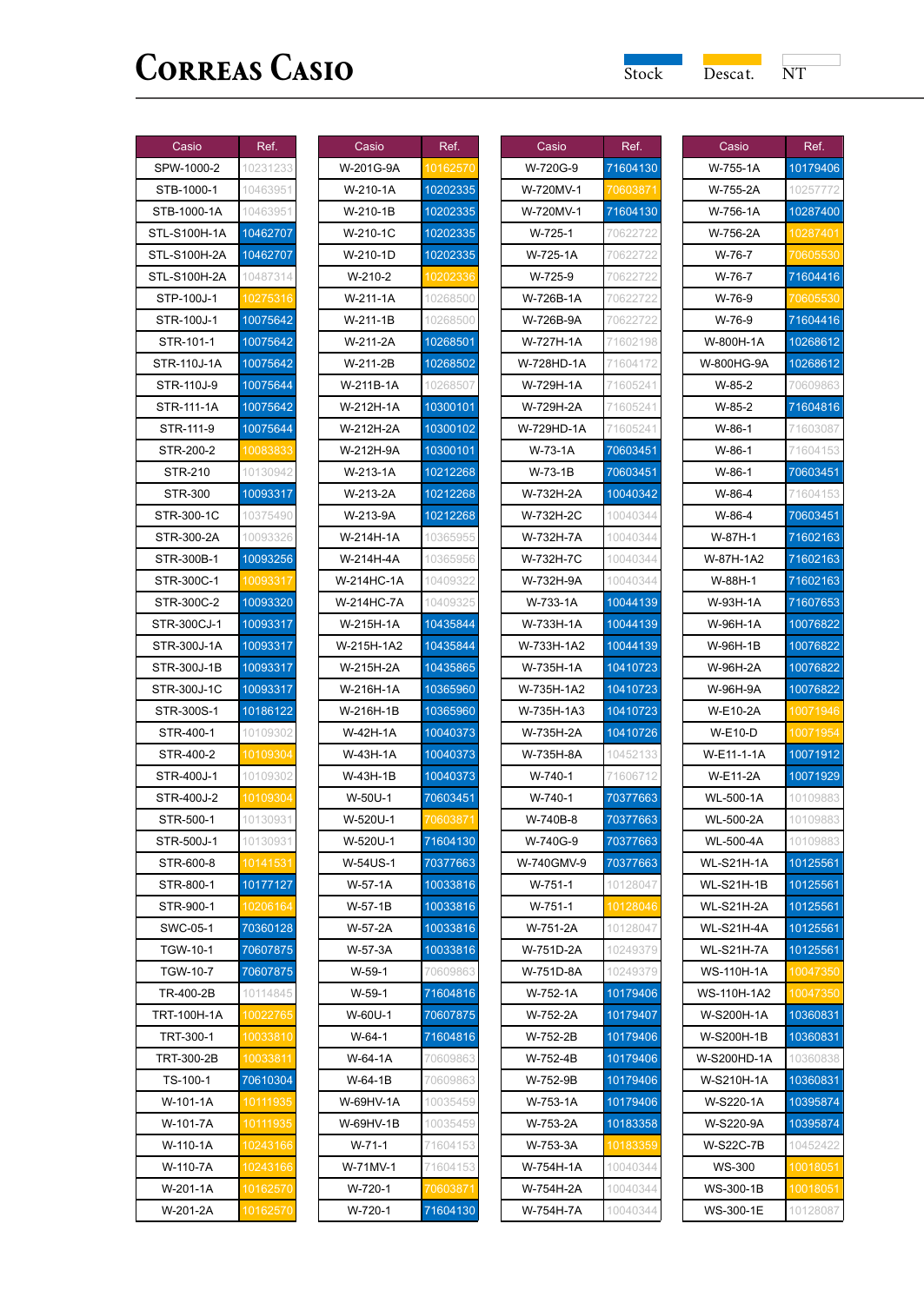# Correas Casio

Stock | Descat. | NT

| Casio | Ref. |
|---|---|
| SPW-1000-2 | 10231233 |
| STB-1000-1 | 10463951 |
| STB-1000-1A | 10463951 |
| STL-S100H-1A | 10462707 |
| STL-S100H-2A | 10462707 |
| STL-S100H-2A | 10487314 |
| STP-100J-1 | 10275316 |
| STR-100J-1 | 10075642 |
| STR-101-1 | 10075642 |
| STR-110J-1A | 10075642 |
| STR-110J-9 | 10075644 |
| STR-111-1A | 10075642 |
| STR-111-9 | 10075644 |
| STR-200-2 | 10083833 |
| STR-210 | 10130942 |
| STR-300 | 10093317 |
| STR-300-1C | 10375490 |
| STR-300-2A | 10093326 |
| STR-300B-1 | 10093256 |
| STR-300C-1 | 10093317 |
| STR-300C-2 | 10093320 |
| STR-300CJ-1 | 10093317 |
| STR-300J-1A | 10093317 |
| STR-300J-1B | 10093317 |
| STR-300J-1C | 10093317 |
| STR-300S-1 | 10186122 |
| STR-400-1 | 10109302 |
| STR-400-2 | 10109304 |
| STR-400J-1 | 10109302 |
| STR-400J-2 | 10109304 |
| STR-500-1 | 10130931 |
| STR-500J-1 | 10130931 |
| STR-600-8 | 10141531 |
| STR-800-1 | 10177127 |
| STR-900-1 | 10206164 |
| SWC-05-1 | 70360128 |
| TGW-10-1 | 70607875 |
| TGW-10-7 | 70607875 |
| TR-400-2B | 10114845 |
| TRT-100H-1A | 10022765 |
| TRT-300-1 | 10033810 |
| TRT-300-2B | 10033811 |
| TS-100-1 | 70610304 |
| W-101-1A | 10111935 |
| W-101-7A | 10111935 |
| W-110-1A | 10243166 |
| W-110-7A | 10243166 |
| W-201-1A | 10162570 |
| W-201-2A | 10162570 |

| Casio | Ref. |
|---|---|
| W-201G-9A | 10162570 |
| W-210-1A | 10202335 |
| W-210-1B | 10202335 |
| W-210-1C | 10202335 |
| W-210-1D | 10202335 |
| W-210-2 | 10202336 |
| W-211-1A | 10268500 |
| W-211-1B | 10268500 |
| W-211-2A | 10268501 |
| W-211-2B | 10268502 |
| W-211B-1A | 10268507 |
| W-212H-1A | 10300101 |
| W-212H-2A | 10300102 |
| W-212H-9A | 10300101 |
| W-213-1A | 10212268 |
| W-213-2A | 10212268 |
| W-213-9A | 10212268 |
| W-214H-1A | 10365955 |
| W-214H-4A | 10365956 |
| W-214HC-1A | 10409322 |
| W-214HC-7A | 10409325 |
| W-215H-1A | 10435844 |
| W-215H-1A2 | 10435844 |
| W-215H-2A | 10435865 |
| W-216H-1A | 10365960 |
| W-216H-1B | 10365960 |
| W-42H-1A | 10040373 |
| W-43H-1A | 10040373 |
| W-43H-1B | 10040373 |
| W-50U-1 | 70603451 |
| W-520U-1 | 70603871 |
| W-520U-1 | 71604130 |
| W-54US-1 | 70377663 |
| W-57-1A | 10033816 |
| W-57-1B | 10033816 |
| W-57-2A | 10033816 |
| W-57-3A | 10033816 |
| W-59-1 | 70609863 |
| W-59-1 | 71604816 |
| W-60U-1 | 70607875 |
| W-64-1 | 71604816 |
| W-64-1A | 70609863 |
| W-64-1B | 70609863 |
| W-69HV-1A | 10035459 |
| W-69HV-1B | 10035459 |
| W-71-1 | 71604153 |
| W-71MV-1 | 71604153 |
| W-720-1 | 70603871 |
| W-720-1 | 71604130 |

| Casio | Ref. |
|---|---|
| W-720G-9 | 71604130 |
| W-720MV-1 | 70603871 |
| W-720MV-1 | 71604130 |
| W-725-1 | 70622722 |
| W-725-1A | 70622722 |
| W-725-9 | 70622722 |
| W-726B-1A | 70622722 |
| W-726B-9A | 70622722 |
| W-727H-1A | 71602198 |
| W-728HD-1A | 71604172 |
| W-729H-1A | 71605241 |
| W-729H-2A | 71605241 |
| W-729HD-1A | 71605241 |
| W-73-1A | 70603451 |
| W-73-1B | 70603451 |
| W-732H-2A | 10040342 |
| W-732H-2C | 10040344 |
| W-732H-7A | 10040344 |
| W-732H-7C | 10040344 |
| W-732H-9A | 10040344 |
| W-733-1A | 10044139 |
| W-733H-1A | 10044139 |
| W-733H-1A2 | 10044139 |
| W-735H-1A | 10410723 |
| W-735H-1A2 | 10410723 |
| W-735H-1A3 | 10410723 |
| W-735H-2A | 10410726 |
| W-735H-8A | 10452133 |
| W-740-1 | 71606712 |
| W-740-1 | 70377663 |
| W-740B-8 | 70377663 |
| W-740G-9 | 70377663 |
| W-740GMV-9 | 70377663 |
| W-751-1 | 10128047 |
| W-751-1 | 10128046 |
| W-751-2A | 10128047 |
| W-751D-2A | 10249379 |
| W-751D-8A | 10249379 |
| W-752-1A | 10179406 |
| W-752-2A | 10179407 |
| W-752-2B | 10179406 |
| W-752-4B | 10179406 |
| W-752-9B | 10179406 |
| W-753-1A | 10179406 |
| W-753-2A | 10183358 |
| W-753-3A | 10183359 |
| W-754H-1A | 10040344 |
| W-754H-2A | 10040344 |
| W-754H-7A | 10040344 |

| Casio | Ref. |
|---|---|
| W-755-1A | 10179406 |
| W-755-2A | 10257772 |
| W-756-1A | 10287400 |
| W-756-2A | 10287401 |
| W-76-7 | 70605530 |
| W-76-7 | 71604416 |
| W-76-9 | 70605530 |
| W-76-9 | 71604416 |
| W-800H-1A | 10268612 |
| W-800HG-9A | 10268612 |
| W-85-2 | 70609863 |
| W-85-2 | 71604816 |
| W-86-1 | 71603087 |
| W-86-1 | 71604153 |
| W-86-1 | 70603451 |
| W-86-4 | 71604153 |
| W-86-4 | 70603451 |
| W-87H-1 | 71602163 |
| W-87H-1A2 | 71602163 |
| W-88H-1 | 71602163 |
| W-93H-1A | 71607653 |
| W-96H-1A | 10076822 |
| W-96H-1B | 10076822 |
| W-96H-2A | 10076822 |
| W-96H-9A | 10076822 |
| W-E10-2A | 10071946 |
| W-E10-D | 10071954 |
| W-E11-1-1A | 10071912 |
| W-E11-2A | 10071929 |
| WL-500-1A | 10109883 |
| WL-500-2A | 10109883 |
| WL-500-4A | 10109883 |
| WL-S21H-1A | 10125561 |
| WL-S21H-1B | 10125561 |
| WL-S21H-2A | 10125561 |
| WL-S21H-4A | 10125561 |
| WL-S21H-7A | 10125561 |
| WS-110H-1A | 10047350 |
| WS-110H-1A2 | 10047350 |
| W-S200H-1A | 10360831 |
| W-S200H-1B | 10360831 |
| W-S200HD-1A | 10360838 |
| W-S210H-1A | 10360831 |
| W-S220-1A | 10395874 |
| W-S220-9A | 10395874 |
| W-S22C-7B | 10452422 |
| WS-300 | 10018051 |
| WS-300-1B | 10018051 |
| WS-300-1E | 10128087 |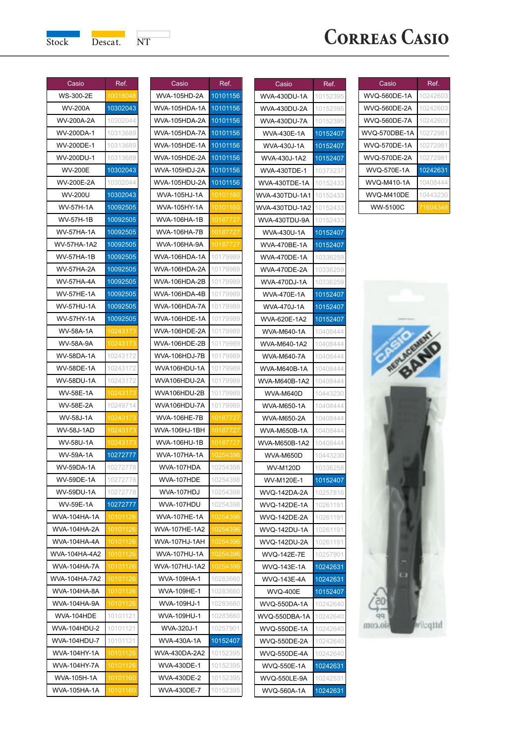Stock    Descat.    NT

# Correas Casio

| Casio | Ref. |
|---|---|
| WS-300-2E | 10018048 |
| WV-200A | 10302043 |
| WV-200A-2A | 10302044 |
| WV-200DA-1 | 10313689 |
| WV-200DE-1 | 10313689 |
| WV-200DU-1 | 10313689 |
| WV-200E | 10302043 |
| WV-200E-2A | 10302044 |
| WV-200U | 10302043 |
| WV-57H-1A | 10092505 |
| WV-57H-1B | 10092505 |
| WV-57HA-1A | 10092505 |
| WV-57HA-1A2 | 10092505 |
| WV-57HA-1B | 10092505 |
| WV-57HA-2A | 10092505 |
| WV-57HA-4A | 10092505 |
| WV-57HE-1A | 10092505 |
| WV-57HU-1A | 10092505 |
| WV-57HY-1A | 10092505 |
| WV-58A-1A | 10243173 |
| WV-58A-9A | 10243173 |
| WV-58DA-1A | 10243172 |
| WV-58DE-1A | 10243172 |
| WV-58DU-1A | 10243172 |
| WV-58E-1A | 10243173 |
| WV-58E-2A | 10249714 |
| WV-58J-1A | 10243173 |
| WV-58J-1AD | 10243173 |
| WV-58U-1A | 10243173 |
| WV-59A-1A | 10272777 |
| WV-59DA-1A | 10272778 |
| WV-59DE-1A | 10272778 |
| WV-59DU-1A | 10272778 |
| WV-59E-1A | 10272777 |
| WVA-104HA-1A | 10101126 |
| WVA-104HA-2A | 10101126 |
| WVA-104HA-4A | 10101126 |
| WVA-104HA-4A2 | 10101126 |
| WVA-104HA-7A | 10101126 |
| WVA-104HA-7A2 | 10101126 |
| WVA-104HA-8A | 10101126 |
| WVA-104HA-9A | 10101126 |
| WVA-104HDE | 10101121 |
| WVA-104HDU-2 | 10101121 |
| WVA-104HDU-7 | 10101121 |
| WVA-104HY-1A | 10101126 |
| WVA-104HY-7A | 10101126 |
| WVA-105H-1A | 10101160 |
| WVA-105HA-1A | 10101160 |

| Casio | Ref. |
|---|---|
| WVA-105HD-2A | 10101156 |
| WVA-105HDA-1A | 10101156 |
| WVA-105HDA-2A | 10101156 |
| WVA-105HDA-7A | 10101156 |
| WVA-105HDE-1A | 10101156 |
| WVA-105HDE-2A | 10101156 |
| WVA-105HDJ-2A | 10101156 |
| WVA-105HDU-2A | 10101156 |
| WVA-105HJ-1A | 10101160 |
| WVA-105HY-1A | 10101160 |
| WVA-106HA-1B | 10187727 |
| WVA-106HA-7B | 10187727 |
| WVA-106HA-9A | 10187727 |
| WVA-106HDA-1A | 10179989 |
| WVA-106HDA-2A | 10179989 |
| WVA-106HDA-2B | 10179989 |
| WVA-106HDA-4B | 10179989 |
| WVA-106HDA-7A | 10179989 |
| WVA-106HDE-1A | 10179989 |
| WVA-106HDE-2A | 10179989 |
| WVA-106HDE-2B | 10179989 |
| WVA-106HDJ-7B | 10179989 |
| WVA106HDU-1A | 10179989 |
| WVA106HDU-2A | 10179989 |
| WVA106HDU-2B | 10179989 |
| WVA106HDU-7A | 10179989 |
| WVA-106HE-7B | 10187727 |
| WVA-106HJ-1BH | 10187727 |
| WVA-106HU-1B | 10187727 |
| WVA-107HA-1A | 10254396 |
| WVA-107HDA | 10254398 |
| WVA-107HDE | 10254398 |
| WVA-107HDJ | 10254398 |
| WVA-107HDU | 10254398 |
| WVA-107HE-1A | 10254396 |
| WVA-107HE-1A2 | 10254396 |
| WVA-107HJ-1AH | 10254396 |
| WVA-107HU-1A | 10254396 |
| WVA-107HU-1A2 | 10254396 |
| WVA-109HA-1 | 10283660 |
| WVA-109HE-1 | 10283660 |
| WVA-109HJ-1 | 10283660 |
| WVA-109HU-1 | 10283660 |
| WVA-320J-1 | 10257901 |
| WVA-430A-1A | 10152407 |
| WVA-430DA-2A2 | 10152395 |
| WVA-430DE-1 | 10152395 |
| WVA-430DE-2 | 10152395 |
| WVA-430DE-7 | 10152395 |

| Casio | Ref. |
|---|---|
| WVA-430DU-1A | 10152395 |
| WVA-430DU-2A | 10152395 |
| WVA-430DU-7A | 10152395 |
| WVA-430E-1A | 10152407 |
| WVA-430J-1A | 10152407 |
| WVA-430J-1A2 | 10152407 |
| WVA-430TDE-1 | 10373237 |
| WVA-430TDE-1A | 10152433 |
| WVA-430TDU-1A1 | 10152433 |
| WVA-430TDU-1A2 | 10152433 |
| WVA-430TDU-9A | 10152433 |
| WVA-430U-1A | 10152407 |
| WVA-470BE-1A | 10152407 |
| WVA-470DE-1A | 10336259 |
| WVA-470DE-2A | 10336259 |
| WVA-470DJ-1A | 10336259 |
| WVA-470E-1A | 10152407 |
| WVA-470J-1A | 10152407 |
| WVA-620E-1A2 | 10152407 |
| WVA-M640-1A | 10408444 |
| WVA-M640-1A2 | 10408444 |
| WVA-M640-7A | 10408444 |
| WVA-M640B-1A | 10408444 |
| WVA-M640B-1A2 | 10408444 |
| WVA-M640D | 10443230 |
| WVA-M650-1A | 10408444 |
| WVA-M650-2A | 10408444 |
| WVA-M650B-1A | 10408444 |
| WVA-M650B-1A2 | 10408444 |
| WVA-M650D | 10443230 |
| WV-M120D | 10336258 |
| WV-M120E-1 | 10152407 |
| WVQ-142DA-2A | 10257816 |
| WVQ-142DE-1A | 10261191 |
| WVQ-142DE-2A | 10261191 |
| WVQ-142DU-1A | 10261191 |
| WVQ-142DU-2A | 10261191 |
| WVQ-142E-7E | 10257901 |
| WVQ-143E-1A | 10242631 |
| WVQ-143E-4A | 10242631 |
| WVQ-400E | 10152407 |
| WVQ-550DA-1A | 10242640 |
| WVQ-550DBA-1A | 10242640 |
| WVQ-550DE-1A | 10242640 |
| WVQ-550DE-2A | 10242640 |
| WVQ-550DE-4A | 10242640 |
| WVQ-550E-1A | 10242631 |
| WVQ-550LE-9A | 10242531 |
| WVQ-560A-1A | 10242631 |

| Casio | Ref. |
|---|---|
| WVQ-560DE-1A | 10242603 |
| WVQ-560DE-2A | 10242603 |
| WVQ-560DE-7A | 10242603 |
| WVQ-570DBE-1A | 10272981 |
| WVQ-570DE-1A | 10272981 |
| WVQ-570DE-2A | 10272981 |
| WVQ-570E-1A | 10242631 |
| WVQ-M410-1A | 10408444 |
| WVQ-M410DE | 10443230 |
| WW-5100C | 71604348 |